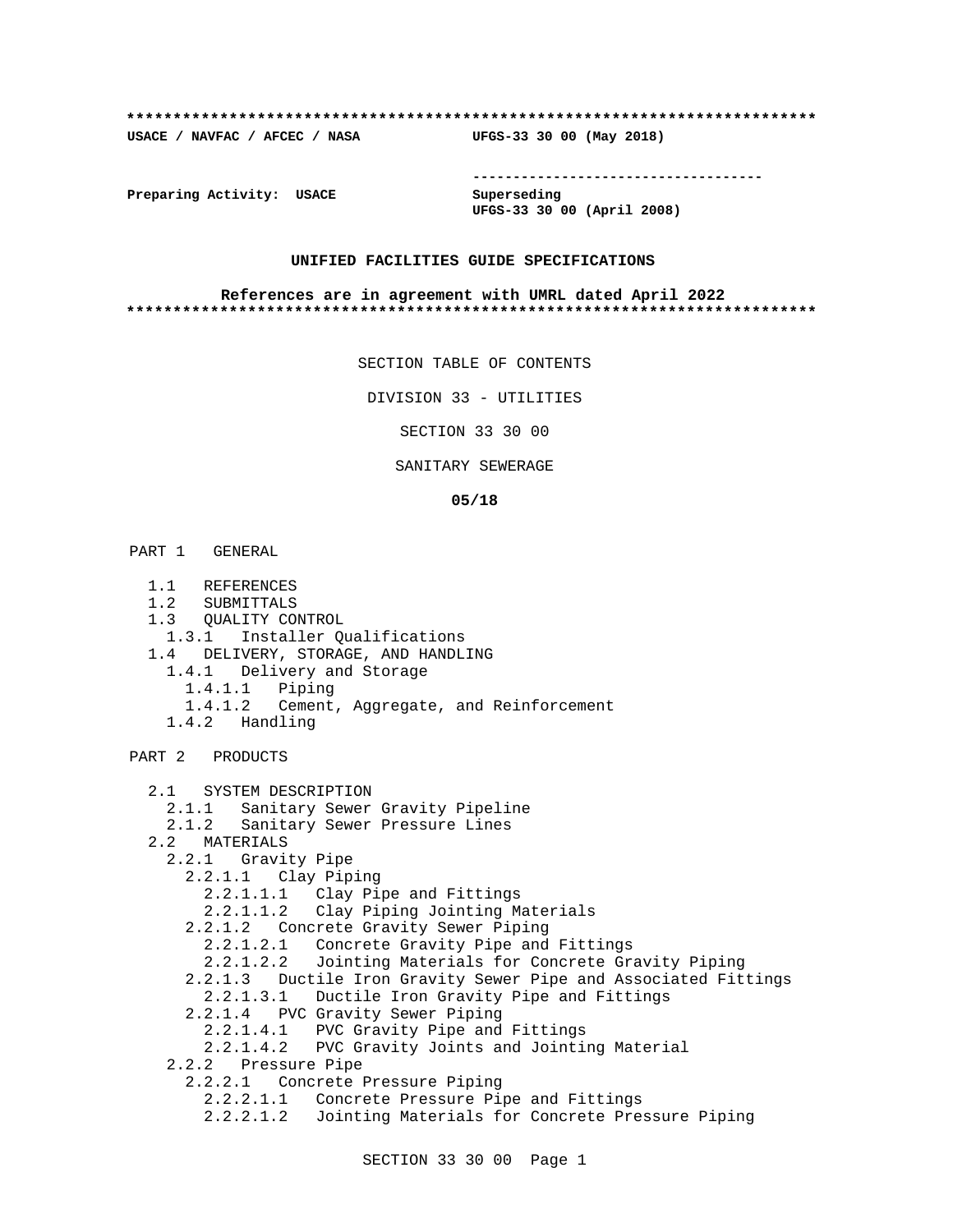**************************************************************************

**USACE / NAVFAC / AFCEC / NASA** **UFGS-33 30 00 (May 2018)**

-----------------------------------

**Preparing Activity: USACE** **Superseding**
**UFGS-33 30 00 (April 2008)**

**UNIFIED FACILITIES GUIDE SPECIFICATIONS**

**References are in agreement with UMRL dated April 2022**

**************************************************************************

SECTION TABLE OF CONTENTS

DIVISION 33 - UTILITIES

SECTION 33 30 00

SANITARY SEWERAGE

**05/18**

PART 1 GENERAL

- 1.1 REFERENCES
- 1.2 SUBMITTALS
- 1.3 QUALITY CONTROL
  - 1.3.1 Installer Qualifications
- 1.4 DELIVERY, STORAGE, AND HANDLING
  - 1.4.1 Delivery and Storage
    - 1.4.1.1 Piping
    - 1.4.1.2 Cement, Aggregate, and Reinforcement
  - 1.4.2 Handling

PART 2 PRODUCTS

- 2.1 SYSTEM DESCRIPTION
  - 2.1.1 Sanitary Sewer Gravity Pipeline
  - 2.1.2 Sanitary Sewer Pressure Lines
- 2.2 MATERIALS
  - 2.2.1 Gravity Pipe
    - 2.2.1.1 Clay Piping
      - 2.2.1.1.1 Clay Pipe and Fittings
      - 2.2.1.1.2 Clay Piping Jointing Materials
    - 2.2.1.2 Concrete Gravity Sewer Piping
      - 2.2.1.2.1 Concrete Gravity Pipe and Fittings
      - 2.2.1.2.2 Jointing Materials for Concrete Gravity Piping
    - 2.2.1.3 Ductile Iron Gravity Sewer Pipe and Associated Fittings
      - 2.2.1.3.1 Ductile Iron Gravity Pipe and Fittings
    - 2.2.1.4 PVC Gravity Sewer Piping
      - 2.2.1.4.1 PVC Gravity Pipe and Fittings
      - 2.2.1.4.2 PVC Gravity Joints and Jointing Material
  - 2.2.2 Pressure Pipe
    - 2.2.2.1 Concrete Pressure Piping
      - 2.2.2.1.1 Concrete Pressure Pipe and Fittings
      - 2.2.2.1.2 Jointing Materials for Concrete Pressure Piping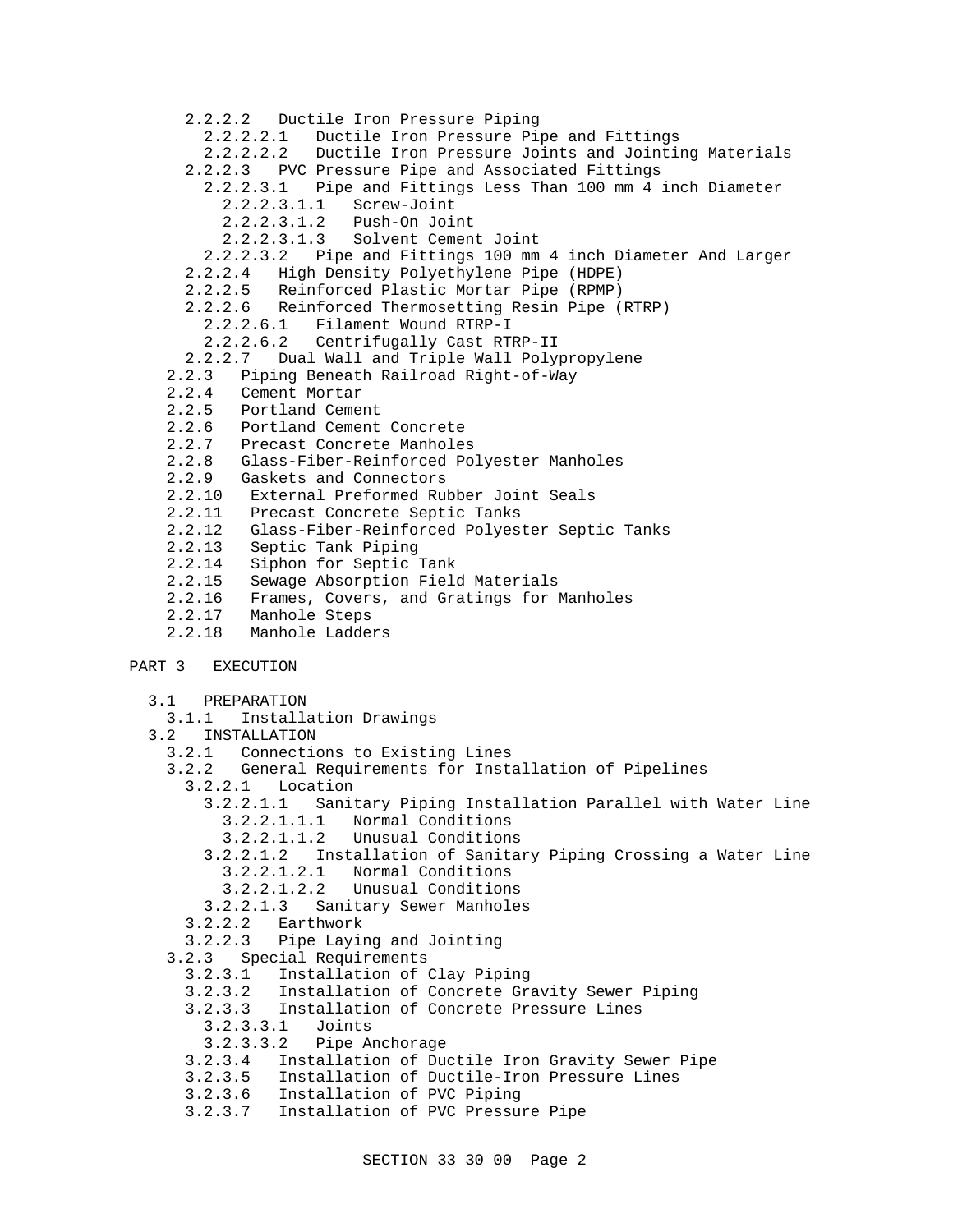- 2.2.2.2 Ductile Iron Pressure Piping
  - 2.2.2.2.1 Ductile Iron Pressure Pipe and Fittings
  - 2.2.2.2.2 Ductile Iron Pressure Joints and Jointing Materials
- 2.2.2.3 PVC Pressure Pipe and Associated Fittings
  - 2.2.2.3.1 Pipe and Fittings Less Than 100 mm 4 inch Diameter
    - 2.2.2.3.1.1 Screw-Joint
    - 2.2.2.3.1.2 Push-On Joint
    - 2.2.2.3.1.3 Solvent Cement Joint
  - 2.2.2.3.2 Pipe and Fittings 100 mm 4 inch Diameter And Larger
- 2.2.2.4 High Density Polyethylene Pipe (HDPE)
- 2.2.2.5 Reinforced Plastic Mortar Pipe (RPMP)
- 2.2.2.6 Reinforced Thermosetting Resin Pipe (RTRP)
  - 2.2.2.6.1 Filament Wound RTRP-I
  - 2.2.2.6.2 Centrifugally Cast RTRP-II
- 2.2.2.7 Dual Wall and Triple Wall Polypropylene

- 2.2.3 Piping Beneath Railroad Right-of-Way
- 2.2.4 Cement Mortar
- 2.2.5 Portland Cement
- 2.2.6 Portland Cement Concrete
- 2.2.7 Precast Concrete Manholes
- 2.2.8 Glass-Fiber-Reinforced Polyester Manholes
- 2.2.9 Gaskets and Connectors
- 2.2.10 External Preformed Rubber Joint Seals
- 2.2.11 Precast Concrete Septic Tanks
- 2.2.12 Glass-Fiber-Reinforced Polyester Septic Tanks
- 2.2.13 Septic Tank Piping
- 2.2.14 Siphon for Septic Tank
- 2.2.15 Sewage Absorption Field Materials
- 2.2.16 Frames, Covers, and Gratings for Manholes
- 2.2.17 Manhole Steps
- 2.2.18 Manhole Ladders

PART 3 EXECUTION

- 3.1 PREPARATION
  - 3.1.1 Installation Drawings
- 3.2 INSTALLATION
  - 3.2.1 Connections to Existing Lines
  - 3.2.2 General Requirements for Installation of Pipelines
    - 3.2.2.1 Location
      - 3.2.2.1.1 Sanitary Piping Installation Parallel with Water Line
        - 3.2.2.1.1.1 Normal Conditions
        - 3.2.2.1.1.2 Unusual Conditions
      - 3.2.2.1.2 Installation of Sanitary Piping Crossing a Water Line
        - 3.2.2.1.2.1 Normal Conditions
        - 3.2.2.1.2.2 Unusual Conditions
      - 3.2.2.1.3 Sanitary Sewer Manholes
    - 3.2.2.2 Earthwork
    - 3.2.2.3 Pipe Laying and Jointing
  - 3.2.3 Special Requirements
    - 3.2.3.1 Installation of Clay Piping
    - 3.2.3.2 Installation of Concrete Gravity Sewer Piping
    - 3.2.3.3 Installation of Concrete Pressure Lines
      - 3.2.3.3.1 Joints
      - 3.2.3.3.2 Pipe Anchorage
    - 3.2.3.4 Installation of Ductile Iron Gravity Sewer Pipe
    - 3.2.3.5 Installation of Ductile-Iron Pressure Lines
    - 3.2.3.6 Installation of PVC Piping
    - 3.2.3.7 Installation of PVC Pressure Pipe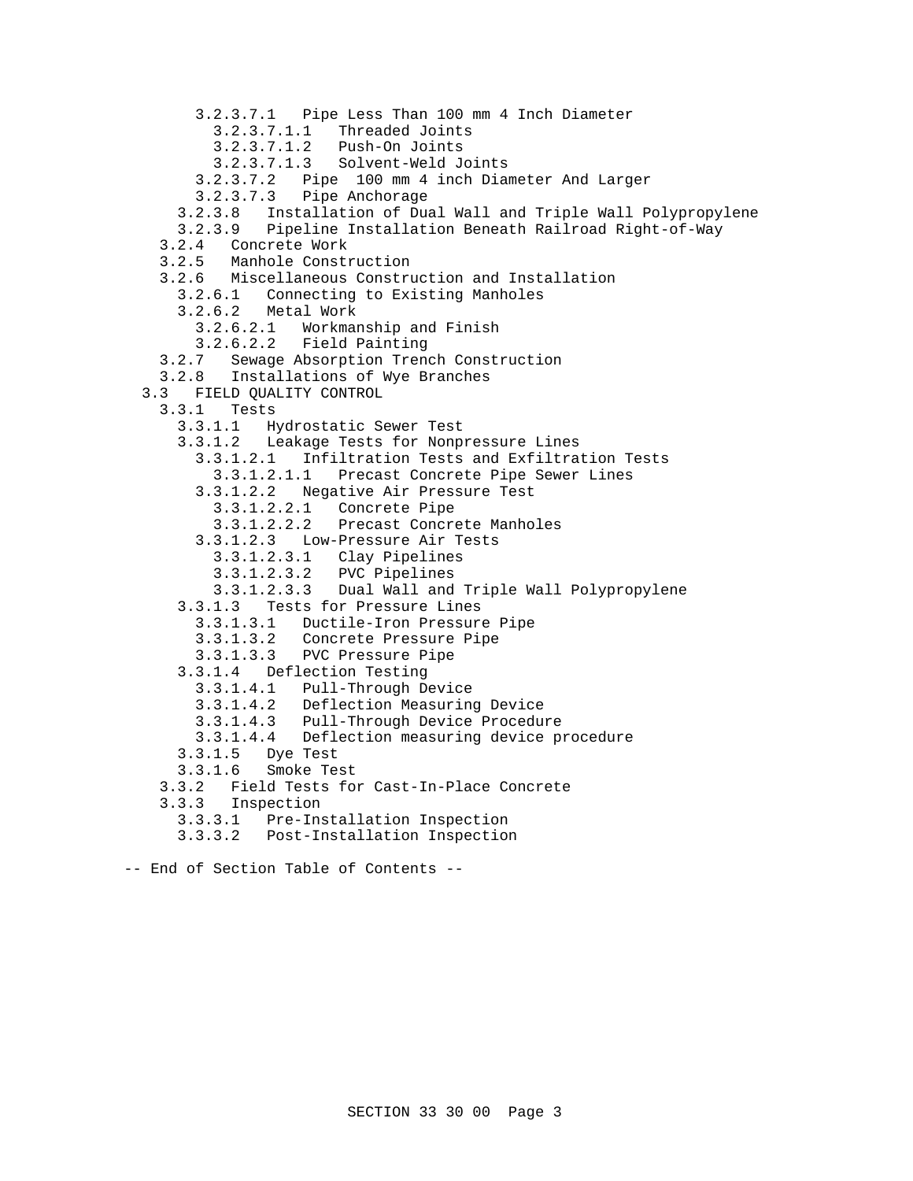- 3.2.3.7.1 Pipe Less Than 100 mm 4 Inch Diameter
  - 3.2.3.7.1.1 Threaded Joints
  - 3.2.3.7.1.2 Push-On Joints
  - 3.2.3.7.1.3 Solvent-Weld Joints
- 3.2.3.7.2 Pipe 100 mm 4 inch Diameter And Larger
- 3.2.3.7.3 Pipe Anchorage
- 3.2.3.8 Installation of Dual Wall and Triple Wall Polypropylene
- 3.2.3.9 Pipeline Installation Beneath Railroad Right-of-Way
- 3.2.4 Concrete Work
- 3.2.5 Manhole Construction
- 3.2.6 Miscellaneous Construction and Installation
  - 3.2.6.1 Connecting to Existing Manholes
  - 3.2.6.2 Metal Work
    - 3.2.6.2.1 Workmanship and Finish
    - 3.2.6.2.2 Field Painting
- 3.2.7 Sewage Absorption Trench Construction
- 3.2.8 Installations of Wye Branches
- 3.3 FIELD QUALITY CONTROL
  - 3.3.1 Tests
    - 3.3.1.1 Hydrostatic Sewer Test
    - 3.3.1.2 Leakage Tests for Nonpressure Lines
      - 3.3.1.2.1 Infiltration Tests and Exfiltration Tests
        - 3.3.1.2.1.1 Precast Concrete Pipe Sewer Lines
      - 3.3.1.2.2 Negative Air Pressure Test
        - 3.3.1.2.2.1 Concrete Pipe
        - 3.3.1.2.2.2 Precast Concrete Manholes
      - 3.3.1.2.3 Low-Pressure Air Tests
        - 3.3.1.2.3.1 Clay Pipelines
        - 3.3.1.2.3.2 PVC Pipelines
        - 3.3.1.2.3.3 Dual Wall and Triple Wall Polypropylene
    - 3.3.1.3 Tests for Pressure Lines
      - 3.3.1.3.1 Ductile-Iron Pressure Pipe
      - 3.3.1.3.2 Concrete Pressure Pipe
      - 3.3.1.3.3 PVC Pressure Pipe
    - 3.3.1.4 Deflection Testing
      - 3.3.1.4.1 Pull-Through Device
      - 3.3.1.4.2 Deflection Measuring Device
      - 3.3.1.4.3 Pull-Through Device Procedure
      - 3.3.1.4.4 Deflection measuring device procedure
    - 3.3.1.5 Dye Test
    - 3.3.1.6 Smoke Test
  - 3.3.2 Field Tests for Cast-In-Place Concrete
  - 3.3.3 Inspection
    - 3.3.3.1 Pre-Installation Inspection
    - 3.3.3.2 Post-Installation Inspection

-- End of Section Table of Contents --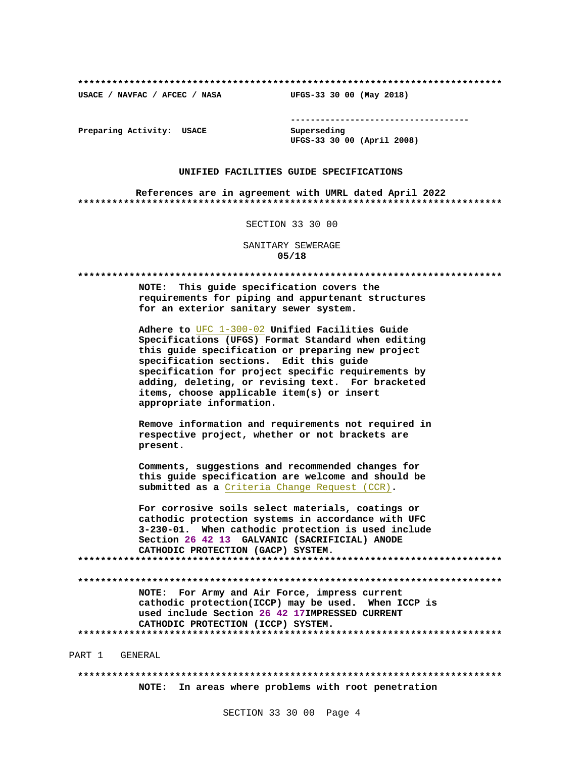**************************************************************************
USACE / NAVFAC / AFCEC / NASA UFGS-33 30 00 (May 2018)

-----------------------------------

Preparing Activity: USACE Superseding
UFGS-33 30 00 (April 2008)

UNIFIED FACILITIES GUIDE SPECIFICATIONS

References are in agreement with UMRL dated April 2022
**************************************************************************

SECTION 33 30 00

SANITARY SEWERAGE
05/18

**************************************************************************

**NOTE: This guide specification covers the requirements for piping and appurtenant structures for an exterior sanitary sewer system.**

**Adhere to** UFC 1-300-02 **Unified Facilities Guide Specifications (UFGS) Format Standard when editing this guide specification or preparing new project specification sections. Edit this guide specification for project specific requirements by adding, deleting, or revising text. For bracketed items, choose applicable item(s) or insert appropriate information.**

**Remove information and requirements not required in respective project, whether or not brackets are present.**

**Comments, suggestions and recommended changes for this guide specification are welcome and should be submitted as a** Criteria Change Request (CCR)**.**

**For corrosive soils select materials, coatings or cathodic protection systems in accordance with UFC 3-230-01. When cathodic protection is used include Section 26 42 13 GALVANIC (SACRIFICIAL) ANODE CATHODIC PROTECTION (GACP) SYSTEM.**
**************************************************************************

**************************************************************************
**NOTE: For Army and Air Force, impress current cathodic protection(ICCP) may be used. When ICCP is used include Section 26 42 17IMPRESSED CURRENT CATHODIC PROTECTION (ICCP) SYSTEM.**
**************************************************************************

PART 1 GENERAL

**************************************************************************
**NOTE: In areas where problems with root penetration**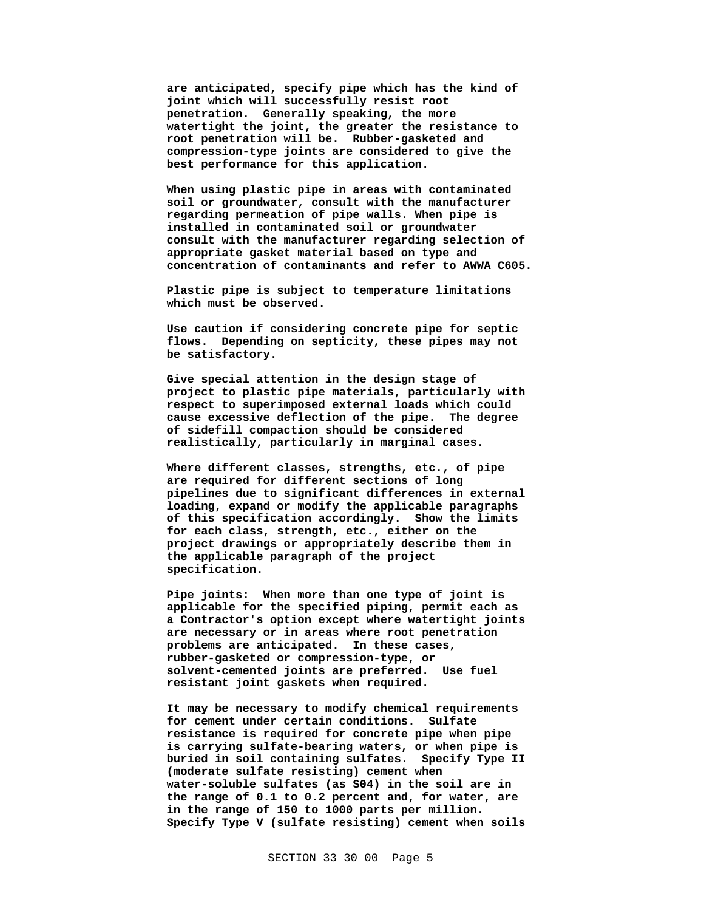**are anticipated, specify pipe which has the kind of joint which will successfully resist root penetration. Generally speaking, the more watertight the joint, the greater the resistance to root penetration will be. Rubber-gasketed and compression-type joints are considered to give the best performance for this application.**

**When using plastic pipe in areas with contaminated soil or groundwater, consult with the manufacturer regarding permeation of pipe walls. When pipe is installed in contaminated soil or groundwater consult with the manufacturer regarding selection of appropriate gasket material based on type and concentration of contaminants and refer to AWWA C605.**

**Plastic pipe is subject to temperature limitations which must be observed.**

**Use caution if considering concrete pipe for septic flows. Depending on septicity, these pipes may not be satisfactory.**

**Give special attention in the design stage of project to plastic pipe materials, particularly with respect to superimposed external loads which could cause excessive deflection of the pipe. The degree of sidefill compaction should be considered realistically, particularly in marginal cases.**

**Where different classes, strengths, etc., of pipe are required for different sections of long pipelines due to significant differences in external loading, expand or modify the applicable paragraphs of this specification accordingly. Show the limits for each class, strength, etc., either on the project drawings or appropriately describe them in the applicable paragraph of the project specification.**

**Pipe joints: When more than one type of joint is applicable for the specified piping, permit each as a Contractor's option except where watertight joints are necessary or in areas where root penetration problems are anticipated. In these cases, rubber-gasketed or compression-type, or solvent-cemented joints are preferred. Use fuel resistant joint gaskets when required.**

**It may be necessary to modify chemical requirements for cement under certain conditions. Sulfate resistance is required for concrete pipe when pipe is carrying sulfate-bearing waters, or when pipe is buried in soil containing sulfates. Specify Type II (moderate sulfate resisting) cement when water-soluble sulfates (as S04) in the soil are in the range of 0.1 to 0.2 percent and, for water, are in the range of 150 to 1000 parts per million. Specify Type V (sulfate resisting) cement when soils**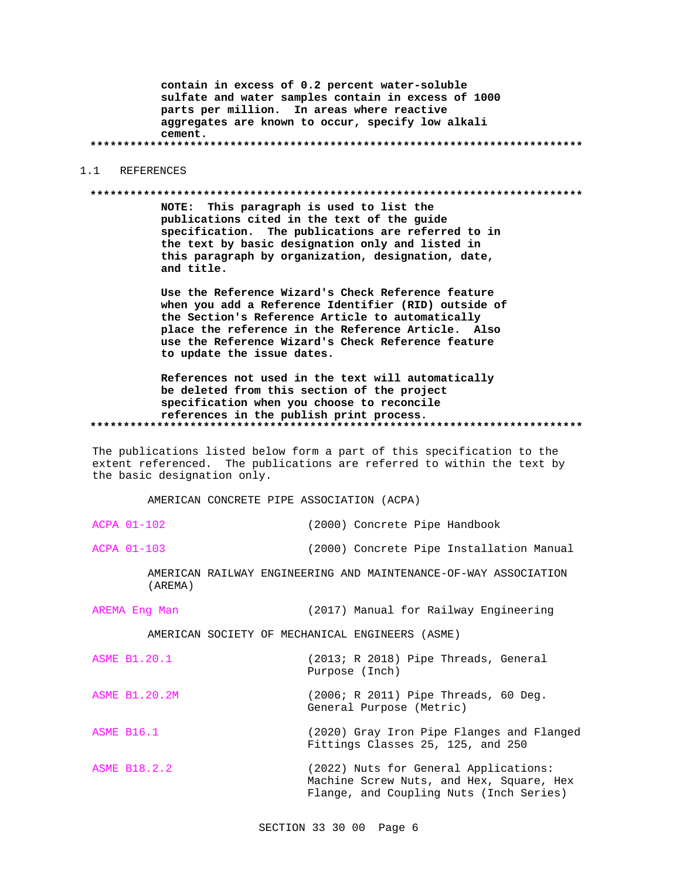**contain in excess of 0.2 percent water-soluble sulfate and water samples contain in excess of 1000 parts per million. In areas where reactive aggregates are known to occur, specify low alkali cement.**

**************************************************************************

## 1.1 REFERENCES

**************************************************************************

**NOTE: This paragraph is used to list the publications cited in the text of the guide specification. The publications are referred to in the text by basic designation only and listed in this paragraph by organization, designation, date, and title.**

**Use the Reference Wizard's Check Reference feature when you add a Reference Identifier (RID) outside of the Section's Reference Article to automatically place the reference in the Reference Article. Also use the Reference Wizard's Check Reference feature to update the issue dates.**

**References not used in the text will automatically be deleted from this section of the project specification when you choose to reconcile references in the publish print process.**

**************************************************************************

The publications listed below form a part of this specification to the extent referenced. The publications are referred to within the text by the basic designation only.

AMERICAN CONCRETE PIPE ASSOCIATION (ACPA)

| | |
|---|---|
| ACPA 01-102 | (2000) Concrete Pipe Handbook |
| ACPA 01-103 | (2000) Concrete Pipe Installation Manual |

AMERICAN RAILWAY ENGINEERING AND MAINTENANCE-OF-WAY ASSOCIATION (AREMA)

| | |
|---|---|
| AREMA Eng Man | (2017) Manual for Railway Engineering |

AMERICAN SOCIETY OF MECHANICAL ENGINEERS (ASME)

| | |
|---|---|
| ASME B1.20.1 | (2013; R 2018) Pipe Threads, General Purpose (Inch) |
| ASME B1.20.2M | (2006; R 2011) Pipe Threads, 60 Deg. General Purpose (Metric) |
| ASME B16.1 | (2020) Gray Iron Pipe Flanges and Flanged Fittings Classes 25, 125, and 250 |
| ASME B18.2.2 | (2022) Nuts for General Applications: Machine Screw Nuts, and Hex, Square, Hex Flange, and Coupling Nuts (Inch Series) |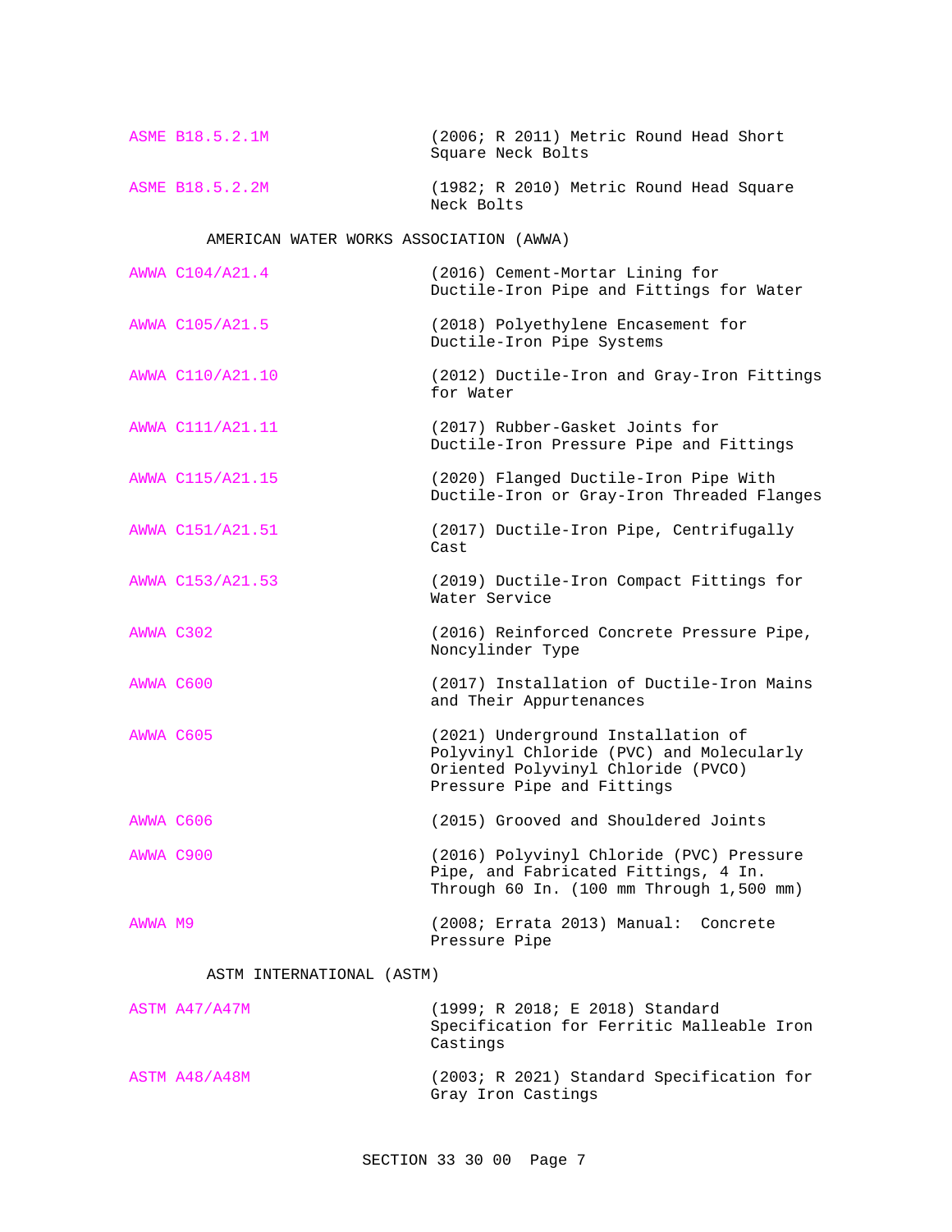ASME B18.5.2.1M (2006; R 2011) Metric Round Head Short Square Neck Bolts

ASME B18.5.2.2M (1982; R 2010) Metric Round Head Square Neck Bolts

AMERICAN WATER WORKS ASSOCIATION (AWWA)

AWWA C104/A21.4 (2016) Cement-Mortar Lining for Ductile-Iron Pipe and Fittings for Water

AWWA C105/A21.5 (2018) Polyethylene Encasement for Ductile-Iron Pipe Systems

AWWA C110/A21.10 (2012) Ductile-Iron and Gray-Iron Fittings for Water

AWWA C111/A21.11 (2017) Rubber-Gasket Joints for Ductile-Iron Pressure Pipe and Fittings

AWWA C115/A21.15 (2020) Flanged Ductile-Iron Pipe With Ductile-Iron or Gray-Iron Threaded Flanges

AWWA C151/A21.51 (2017) Ductile-Iron Pipe, Centrifugally Cast

AWWA C153/A21.53 (2019) Ductile-Iron Compact Fittings for Water Service

AWWA C302 (2016) Reinforced Concrete Pressure Pipe, Noncylinder Type

AWWA C600 (2017) Installation of Ductile-Iron Mains and Their Appurtenances

AWWA C605 (2021) Underground Installation of Polyvinyl Chloride (PVC) and Molecularly Oriented Polyvinyl Chloride (PVCO) Pressure Pipe and Fittings

AWWA C606 (2015) Grooved and Shouldered Joints

AWWA C900 (2016) Polyvinyl Chloride (PVC) Pressure Pipe, and Fabricated Fittings, 4 In. Through 60 In. (100 mm Through 1,500 mm)

AWWA M9 (2008; Errata 2013) Manual: Concrete Pressure Pipe

ASTM INTERNATIONAL (ASTM)

ASTM A47/A47M (1999; R 2018; E 2018) Standard Specification for Ferritic Malleable Iron Castings

ASTM A48/A48M (2003; R 2021) Standard Specification for Gray Iron Castings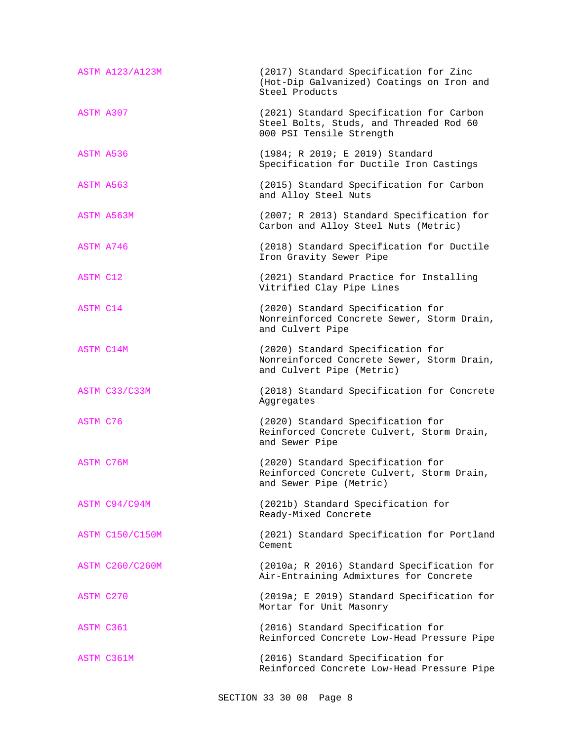| | |
|---|---|
| ASTM A123/A123M | (2017) Standard Specification for Zinc (Hot-Dip Galvanized) Coatings on Iron and Steel Products |
| ASTM A307 | (2021) Standard Specification for Carbon Steel Bolts, Studs, and Threaded Rod 60 000 PSI Tensile Strength |
| ASTM A536 | (1984; R 2019; E 2019) Standard Specification for Ductile Iron Castings |
| ASTM A563 | (2015) Standard Specification for Carbon and Alloy Steel Nuts |
| ASTM A563M | (2007; R 2013) Standard Specification for Carbon and Alloy Steel Nuts (Metric) |
| ASTM A746 | (2018) Standard Specification for Ductile Iron Gravity Sewer Pipe |
| ASTM C12 | (2021) Standard Practice for Installing Vitrified Clay Pipe Lines |
| ASTM C14 | (2020) Standard Specification for Nonreinforced Concrete Sewer, Storm Drain, and Culvert Pipe |
| ASTM C14M | (2020) Standard Specification for Nonreinforced Concrete Sewer, Storm Drain, and Culvert Pipe (Metric) |
| ASTM C33/C33M | (2018) Standard Specification for Concrete Aggregates |
| ASTM C76 | (2020) Standard Specification for Reinforced Concrete Culvert, Storm Drain, and Sewer Pipe |
| ASTM C76M | (2020) Standard Specification for Reinforced Concrete Culvert, Storm Drain, and Sewer Pipe (Metric) |
| ASTM C94/C94M | (2021b) Standard Specification for Ready-Mixed Concrete |
| ASTM C150/C150M | (2021) Standard Specification for Portland Cement |
| ASTM C260/C260M | (2010a; R 2016) Standard Specification for Air-Entraining Admixtures for Concrete |
| ASTM C270 | (2019a; E 2019) Standard Specification for Mortar for Unit Masonry |
| ASTM C361 | (2016) Standard Specification for Reinforced Concrete Low-Head Pressure Pipe |
| ASTM C361M | (2016) Standard Specification for Reinforced Concrete Low-Head Pressure Pipe |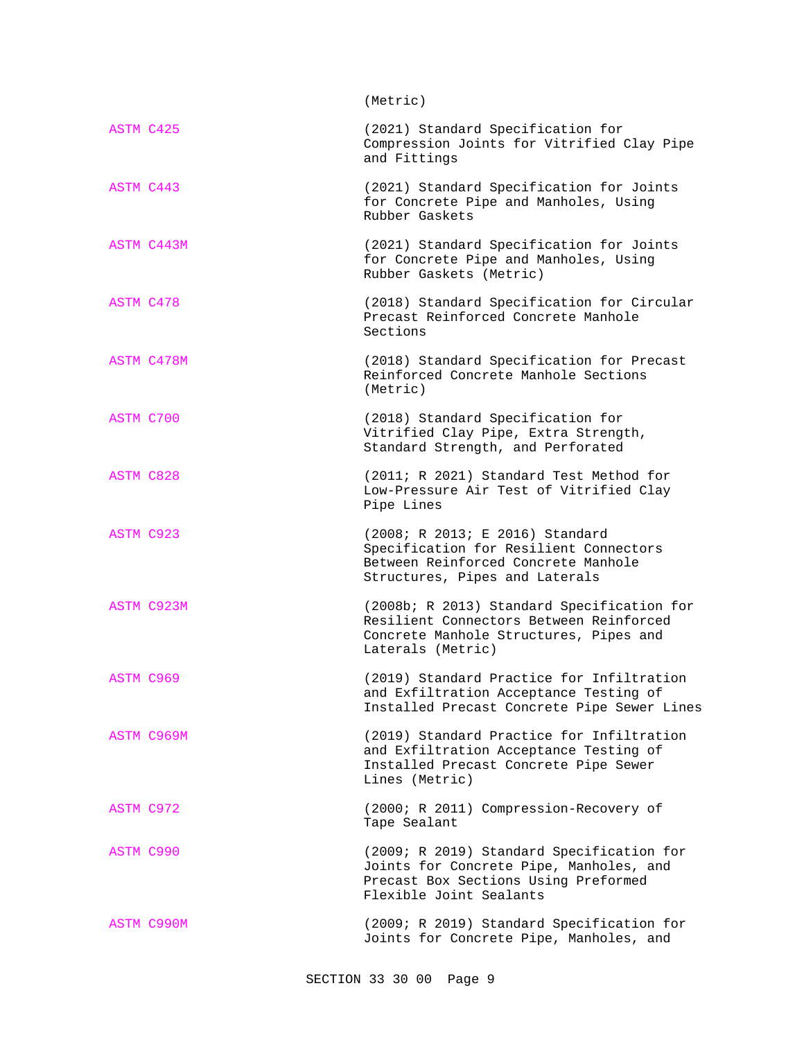(Metric)

ASTM C425 (2021) Standard Specification for Compression Joints for Vitrified Clay Pipe and Fittings

ASTM C443 (2021) Standard Specification for Joints for Concrete Pipe and Manholes, Using Rubber Gaskets

ASTM C443M (2021) Standard Specification for Joints for Concrete Pipe and Manholes, Using Rubber Gaskets (Metric)

ASTM C478 (2018) Standard Specification for Circular Precast Reinforced Concrete Manhole Sections

ASTM C478M (2018) Standard Specification for Precast Reinforced Concrete Manhole Sections (Metric)

ASTM C700 (2018) Standard Specification for Vitrified Clay Pipe, Extra Strength, Standard Strength, and Perforated

ASTM C828 (2011; R 2021) Standard Test Method for Low-Pressure Air Test of Vitrified Clay Pipe Lines

ASTM C923 (2008; R 2013; E 2016) Standard Specification for Resilient Connectors Between Reinforced Concrete Manhole Structures, Pipes and Laterals

ASTM C923M (2008b; R 2013) Standard Specification for Resilient Connectors Between Reinforced Concrete Manhole Structures, Pipes and Laterals (Metric)

ASTM C969 (2019) Standard Practice for Infiltration and Exfiltration Acceptance Testing of Installed Precast Concrete Pipe Sewer Lines

ASTM C969M (2019) Standard Practice for Infiltration and Exfiltration Acceptance Testing of Installed Precast Concrete Pipe Sewer Lines (Metric)

ASTM C972 (2000; R 2011) Compression-Recovery of Tape Sealant

ASTM C990 (2009; R 2019) Standard Specification for Joints for Concrete Pipe, Manholes, and Precast Box Sections Using Preformed Flexible Joint Sealants

ASTM C990M (2009; R 2019) Standard Specification for Joints for Concrete Pipe, Manholes, and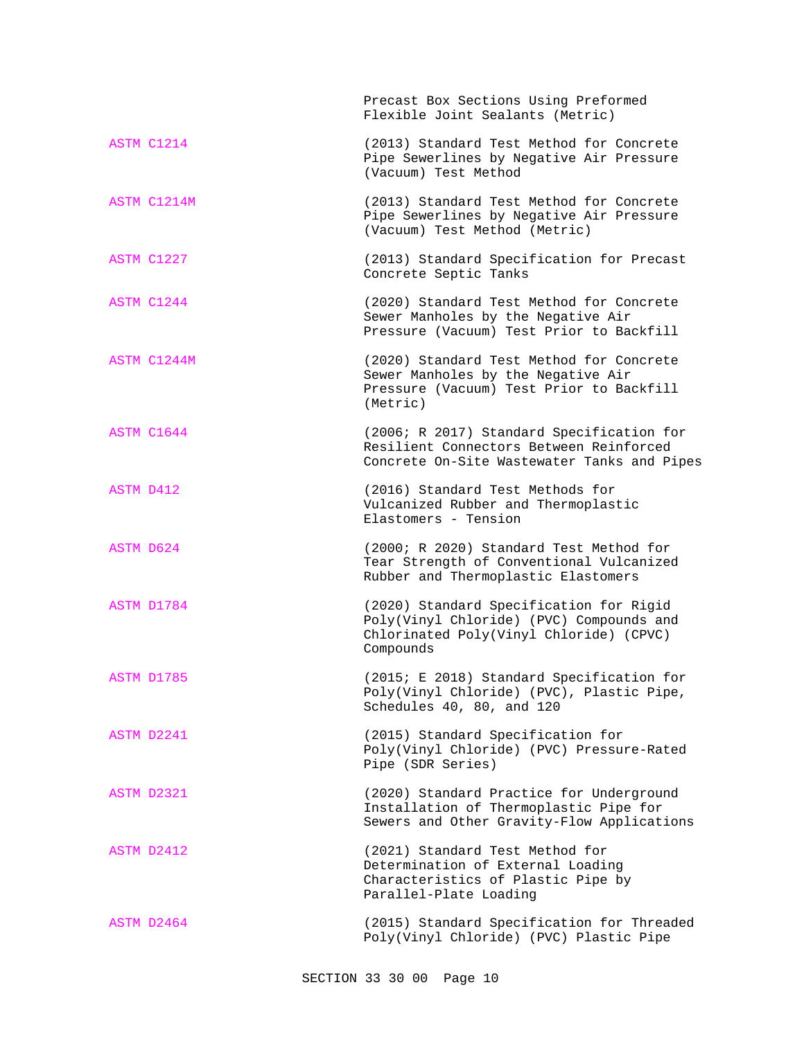| | |
|---|---|
| | Precast Box Sections Using Preformed Flexible Joint Sealants (Metric) |
| ASTM C1214 | (2013) Standard Test Method for Concrete Pipe Sewerlines by Negative Air Pressure (Vacuum) Test Method |
| ASTM C1214M | (2013) Standard Test Method for Concrete Pipe Sewerlines by Negative Air Pressure (Vacuum) Test Method (Metric) |
| ASTM C1227 | (2013) Standard Specification for Precast Concrete Septic Tanks |
| ASTM C1244 | (2020) Standard Test Method for Concrete Sewer Manholes by the Negative Air Pressure (Vacuum) Test Prior to Backfill |
| ASTM C1244M | (2020) Standard Test Method for Concrete Sewer Manholes by the Negative Air Pressure (Vacuum) Test Prior to Backfill (Metric) |
| ASTM C1644 | (2006; R 2017) Standard Specification for Resilient Connectors Between Reinforced Concrete On-Site Wastewater Tanks and Pipes |
| ASTM D412 | (2016) Standard Test Methods for Vulcanized Rubber and Thermoplastic Elastomers - Tension |
| ASTM D624 | (2000; R 2020) Standard Test Method for Tear Strength of Conventional Vulcanized Rubber and Thermoplastic Elastomers |
| ASTM D1784 | (2020) Standard Specification for Rigid Poly(Vinyl Chloride) (PVC) Compounds and Chlorinated Poly(Vinyl Chloride) (CPVC) Compounds |
| ASTM D1785 | (2015; E 2018) Standard Specification for Poly(Vinyl Chloride) (PVC), Plastic Pipe, Schedules 40, 80, and 120 |
| ASTM D2241 | (2015) Standard Specification for Poly(Vinyl Chloride) (PVC) Pressure-Rated Pipe (SDR Series) |
| ASTM D2321 | (2020) Standard Practice for Underground Installation of Thermoplastic Pipe for Sewers and Other Gravity-Flow Applications |
| ASTM D2412 | (2021) Standard Test Method for Determination of External Loading Characteristics of Plastic Pipe by Parallel-Plate Loading |
| ASTM D2464 | (2015) Standard Specification for Threaded Poly(Vinyl Chloride) (PVC) Plastic Pipe |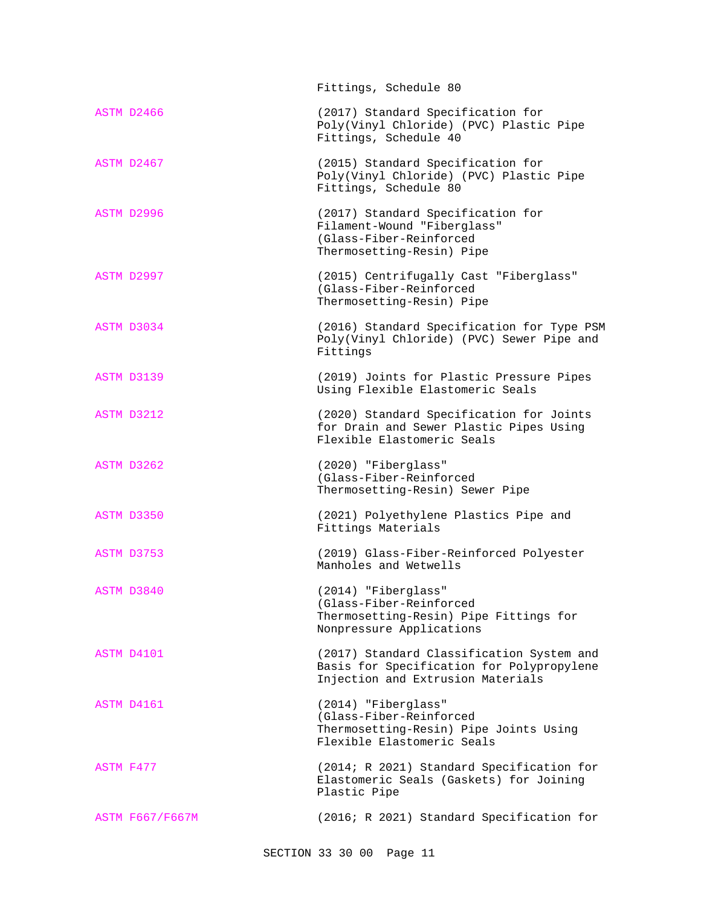| | |
|---|---|
| | Fittings, Schedule 80 |
| ASTM D2466 | (2017) Standard Specification for Poly(Vinyl Chloride) (PVC) Plastic Pipe Fittings, Schedule 40 |
| ASTM D2467 | (2015) Standard Specification for Poly(Vinyl Chloride) (PVC) Plastic Pipe Fittings, Schedule 80 |
| ASTM D2996 | (2017) Standard Specification for Filament-Wound "Fiberglass" (Glass-Fiber-Reinforced Thermosetting-Resin) Pipe |
| ASTM D2997 | (2015) Centrifugally Cast "Fiberglass" (Glass-Fiber-Reinforced Thermosetting-Resin) Pipe |
| ASTM D3034 | (2016) Standard Specification for Type PSM Poly(Vinyl Chloride) (PVC) Sewer Pipe and Fittings |
| ASTM D3139 | (2019) Joints for Plastic Pressure Pipes Using Flexible Elastomeric Seals |
| ASTM D3212 | (2020) Standard Specification for Joints for Drain and Sewer Plastic Pipes Using Flexible Elastomeric Seals |
| ASTM D3262 | (2020) "Fiberglass" (Glass-Fiber-Reinforced Thermosetting-Resin) Sewer Pipe |
| ASTM D3350 | (2021) Polyethylene Plastics Pipe and Fittings Materials |
| ASTM D3753 | (2019) Glass-Fiber-Reinforced Polyester Manholes and Wetwells |
| ASTM D3840 | (2014) "Fiberglass" (Glass-Fiber-Reinforced Thermosetting-Resin) Pipe Fittings for Nonpressure Applications |
| ASTM D4101 | (2017) Standard Classification System and Basis for Specification for Polypropylene Injection and Extrusion Materials |
| ASTM D4161 | (2014) "Fiberglass" (Glass-Fiber-Reinforced Thermosetting-Resin) Pipe Joints Using Flexible Elastomeric Seals |
| ASTM F477 | (2014; R 2021) Standard Specification for Elastomeric Seals (Gaskets) for Joining Plastic Pipe |
| ASTM F667/F667M | (2016; R 2021) Standard Specification for |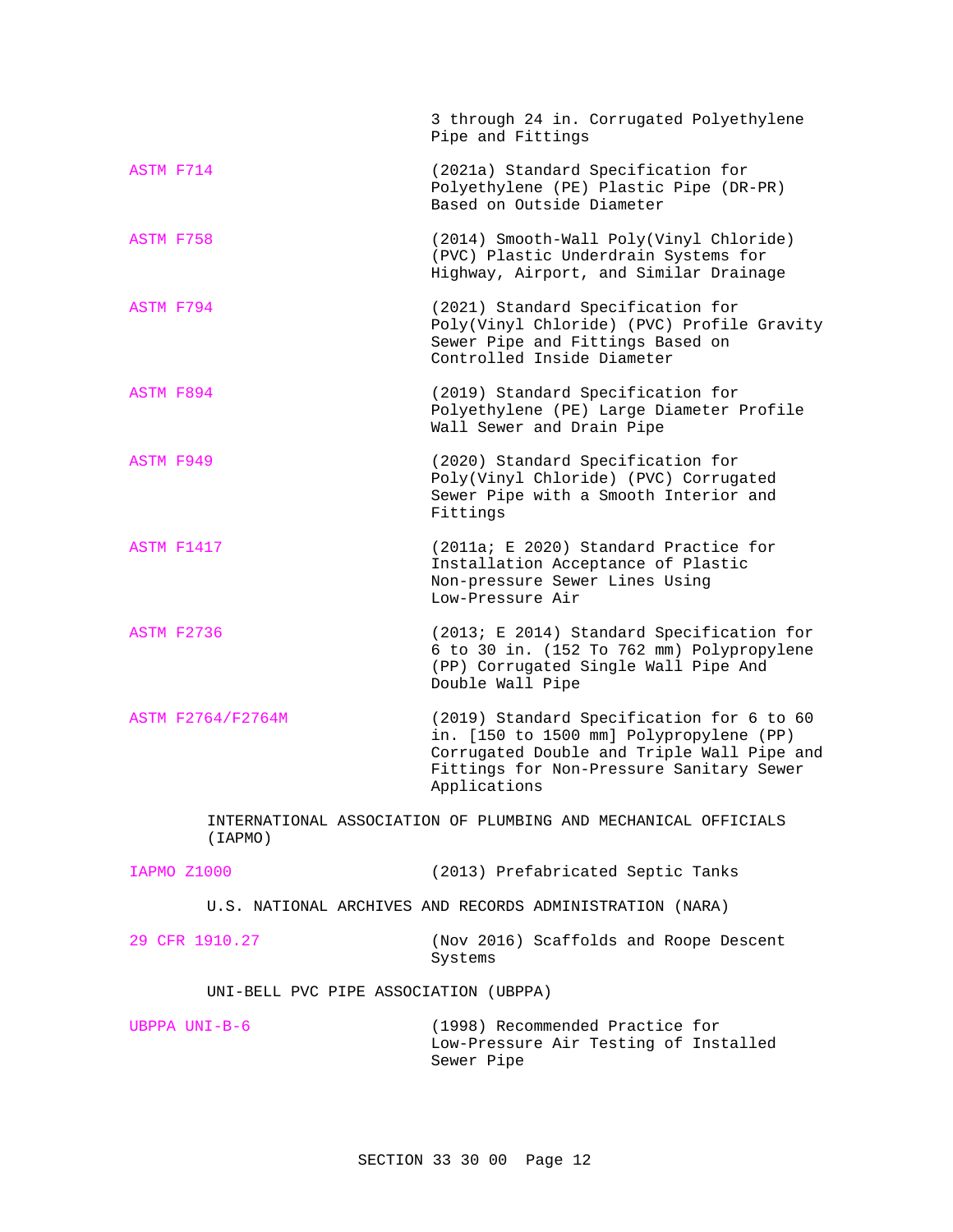3 through 24 in. Corrugated Polyethylene Pipe and Fittings

ASTM F714 (2021a) Standard Specification for Polyethylene (PE) Plastic Pipe (DR-PR) Based on Outside Diameter

ASTM F758 (2014) Smooth-Wall Poly(Vinyl Chloride) (PVC) Plastic Underdrain Systems for Highway, Airport, and Similar Drainage

ASTM F794 (2021) Standard Specification for Poly(Vinyl Chloride) (PVC) Profile Gravity Sewer Pipe and Fittings Based on Controlled Inside Diameter

ASTM F894 (2019) Standard Specification for Polyethylene (PE) Large Diameter Profile Wall Sewer and Drain Pipe

ASTM F949 (2020) Standard Specification for Poly(Vinyl Chloride) (PVC) Corrugated Sewer Pipe with a Smooth Interior and Fittings

ASTM F1417 (2011a; E 2020) Standard Practice for Installation Acceptance of Plastic Non-pressure Sewer Lines Using Low-Pressure Air

ASTM F2736 (2013; E 2014) Standard Specification for 6 to 30 in. (152 To 762 mm) Polypropylene (PP) Corrugated Single Wall Pipe And Double Wall Pipe

ASTM F2764/F2764M (2019) Standard Specification for 6 to 60 in. [150 to 1500 mm] Polypropylene (PP) Corrugated Double and Triple Wall Pipe and Fittings for Non-Pressure Sanitary Sewer Applications

INTERNATIONAL ASSOCIATION OF PLUMBING AND MECHANICAL OFFICIALS (IAPMO)

IAPMO Z1000 (2013) Prefabricated Septic Tanks

U.S. NATIONAL ARCHIVES AND RECORDS ADMINISTRATION (NARA)

29 CFR 1910.27 (Nov 2016) Scaffolds and Roope Descent Systems

UNI-BELL PVC PIPE ASSOCIATION (UBPPA)

UBPPA UNI-B-6 (1998) Recommended Practice for Low-Pressure Air Testing of Installed Sewer Pipe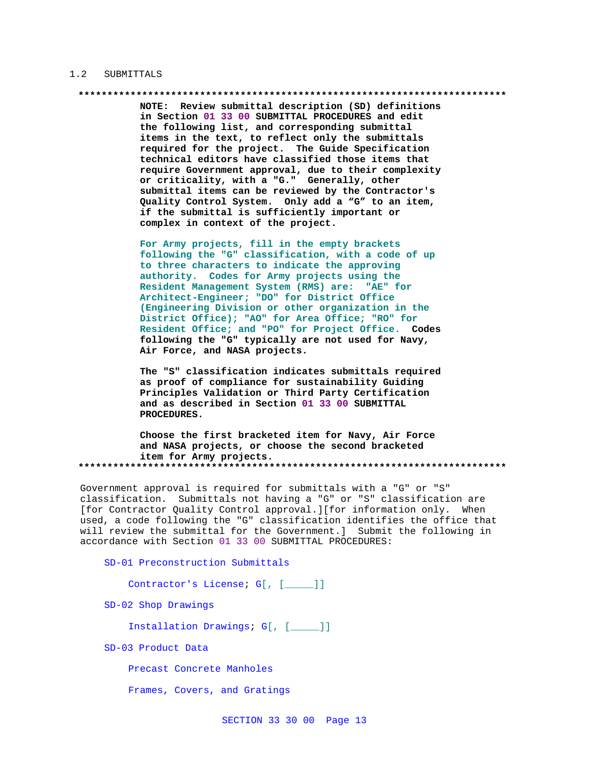## 1.2 SUBMITTALS

**************************************************************************

**NOTE: Review submittal description (SD) definitions in Section 01 33 00 SUBMITTAL PROCEDURES and edit the following list, and corresponding submittal items in the text, to reflect only the submittals required for the project. The Guide Specification technical editors have classified those items that require Government approval, due to their complexity or criticality, with a "G." Generally, other submittal items can be reviewed by the Contractor's Quality Control System. Only add a “G” to an item, if the submittal is sufficiently important or complex in context of the project.**

**For Army projects, fill in the empty brackets following the "G" classification, with a code of up to three characters to indicate the approving authority. Codes for Army projects using the Resident Management System (RMS) are: "AE" for Architect-Engineer; "DO" for District Office (Engineering Division or other organization in the District Office); "AO" for Area Office; "RO" for Resident Office; and "PO" for Project Office. Codes following the "G" typically are not used for Navy, Air Force, and NASA projects.**

**The "S" classification indicates submittals required as proof of compliance for sustainability Guiding Principles Validation or Third Party Certification and as described in Section 01 33 00 SUBMITTAL PROCEDURES.**

**Choose the first bracketed item for Navy, Air Force and NASA projects, or choose the second bracketed item for Army projects.**

**************************************************************************

Government approval is required for submittals with a "G" or "S" classification. Submittals not having a "G" or "S" classification are [for Contractor Quality Control approval.][for information only. When used, a code following the "G" classification identifies the office that will review the submittal for the Government.] Submit the following in accordance with Section 01 33 00 SUBMITTAL PROCEDURES:

SD-01 Preconstruction Submittals

Contractor's License; G[, [_____]]

SD-02 Shop Drawings

Installation Drawings; G[, [_____]]

SD-03 Product Data

Precast Concrete Manholes

Frames, Covers, and Gratings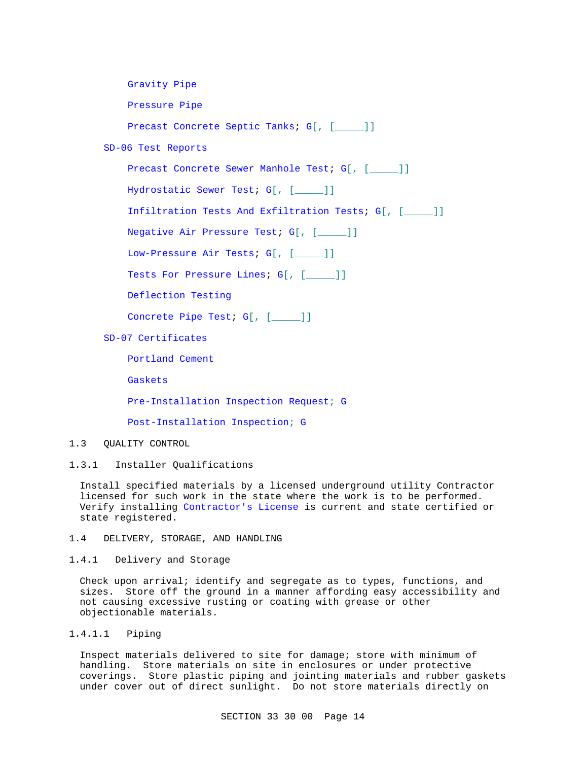Gravity Pipe

Pressure Pipe

Precast Concrete Septic Tanks; G[, [_____]]

SD-06 Test Reports

Precast Concrete Sewer Manhole Test; G[, [_____]]

Hydrostatic Sewer Test; G[, [_____]]

Infiltration Tests And Exfiltration Tests; G[, [_____]]

Negative Air Pressure Test; G[, [_____]]

Low-Pressure Air Tests; G[, [_____]]

Tests For Pressure Lines; G[, [_____]]

Deflection Testing

Concrete Pipe Test; G[, [_____]]

SD-07 Certificates

Portland Cement

Gaskets

Pre-Installation Inspection Request; G

Post-Installation Inspection; G

## 1.3 QUALITY CONTROL

### 1.3.1 Installer Qualifications

Install specified materials by a licensed underground utility Contractor licensed for such work in the state where the work is to be performed. Verify installing Contractor's License is current and state certified or state registered.

## 1.4 DELIVERY, STORAGE, AND HANDLING

### 1.4.1 Delivery and Storage

Check upon arrival; identify and segregate as to types, functions, and sizes. Store off the ground in a manner affording easy accessibility and not causing excessive rusting or coating with grease or other objectionable materials.

#### 1.4.1.1 Piping

Inspect materials delivered to site for damage; store with minimum of handling. Store materials on site in enclosures or under protective coverings. Store plastic piping and jointing materials and rubber gaskets under cover out of direct sunlight. Do not store materials directly on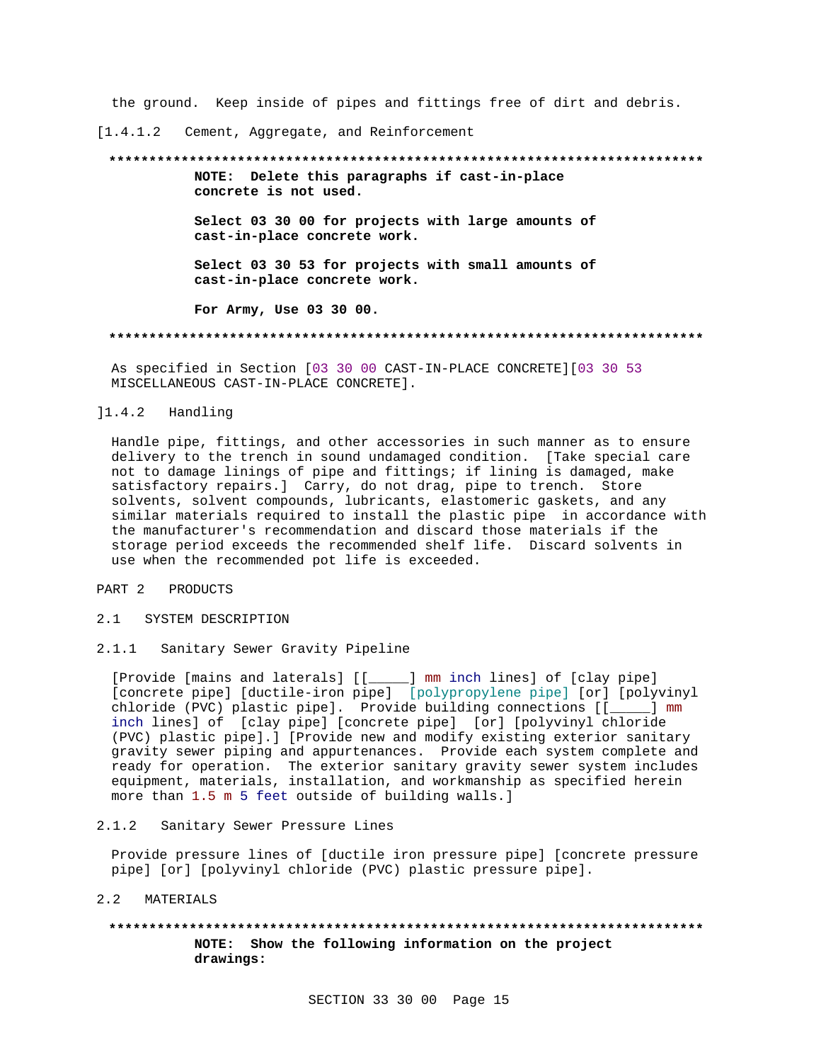the ground. Keep inside of pipes and fittings free of dirt and debris.

[1.4.1.2 Cement, Aggregate, and Reinforcement

**************************************************************************

**NOTE: Delete this paragraphs if cast-in-place concrete is not used.**

**Select 03 30 00 for projects with large amounts of cast-in-place concrete work.**

**Select 03 30 53 for projects with small amounts of cast-in-place concrete work.**

**For Army, Use 03 30 00.**

**************************************************************************

As specified in Section [03 30 00 CAST-IN-PLACE CONCRETE][03 30 53 MISCELLANEOUS CAST-IN-PLACE CONCRETE].

]1.4.2 Handling

Handle pipe, fittings, and other accessories in such manner as to ensure delivery to the trench in sound undamaged condition. [Take special care not to damage linings of pipe and fittings; if lining is damaged, make satisfactory repairs.] Carry, do not drag, pipe to trench. Store solvents, solvent compounds, lubricants, elastomeric gaskets, and any similar materials required to install the plastic pipe in accordance with the manufacturer's recommendation and discard those materials if the storage period exceeds the recommended shelf life. Discard solvents in use when the recommended pot life is exceeded.

# PART 2 PRODUCTS

## 2.1 SYSTEM DESCRIPTION

### 2.1.1 Sanitary Sewer Gravity Pipeline

[Provide [mains and laterals] [[_____] mm inch lines] of [clay pipe] [concrete pipe] [ductile-iron pipe] [polypropylene pipe] [or] [polyvinyl chloride (PVC) plastic pipe]. Provide building connections [[_____] mm inch lines] of [clay pipe] [concrete pipe] [or] [polyvinyl chloride (PVC) plastic pipe].] [Provide new and modify existing exterior sanitary gravity sewer piping and appurtenances. Provide each system complete and ready for operation. The exterior sanitary gravity sewer system includes equipment, materials, installation, and workmanship as specified herein more than 1.5 m 5 feet outside of building walls.]

### 2.1.2 Sanitary Sewer Pressure Lines

Provide pressure lines of [ductile iron pressure pipe] [concrete pressure pipe] [or] [polyvinyl chloride (PVC) plastic pressure pipe].

## 2.2 MATERIALS

**************************************************************************

**NOTE: Show the following information on the project drawings:**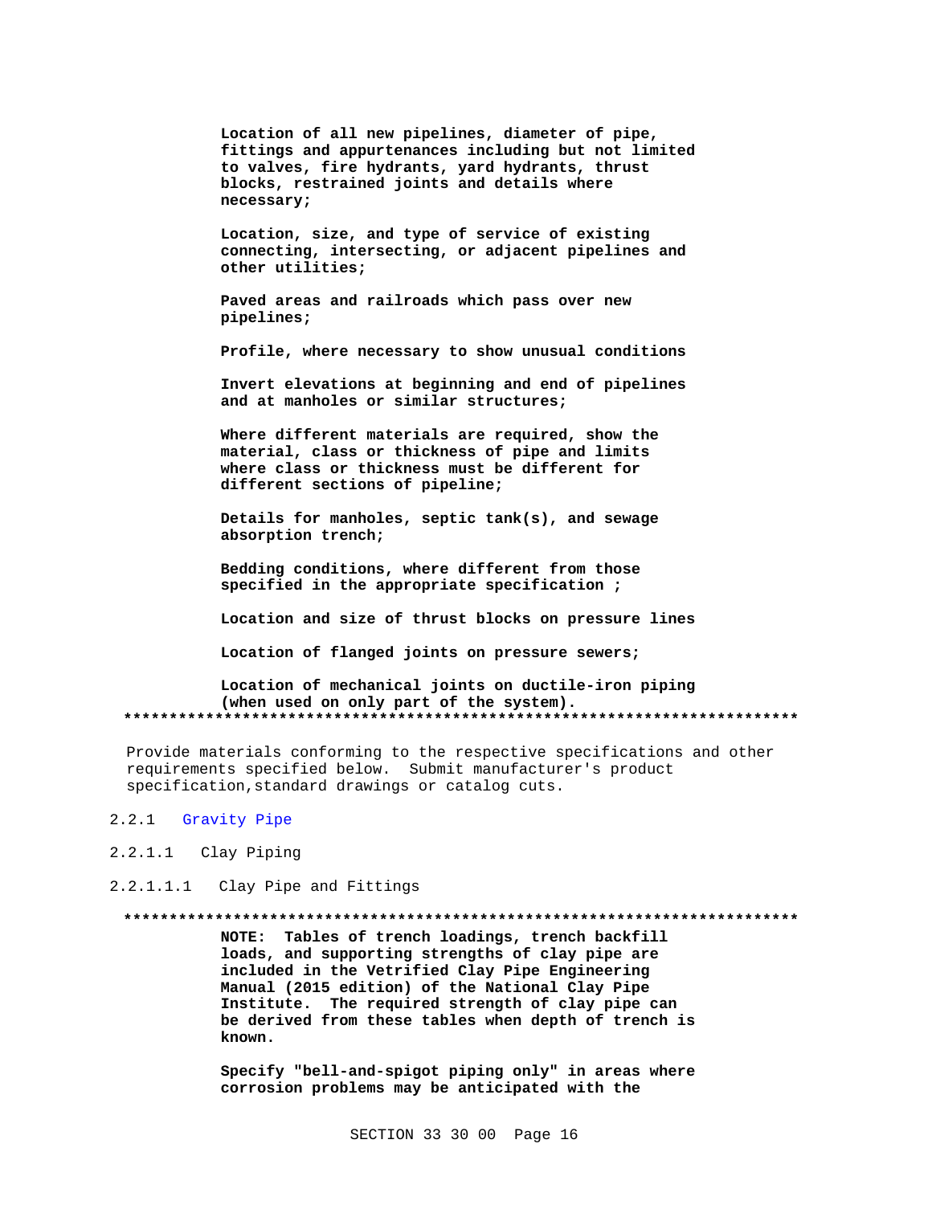**Location of all new pipelines, diameter of pipe, fittings and appurtenances including but not limited to valves, fire hydrants, yard hydrants, thrust blocks, restrained joints and details where necessary;**

**Location, size, and type of service of existing connecting, intersecting, or adjacent pipelines and other utilities;**

**Paved areas and railroads which pass over new pipelines;**

**Profile, where necessary to show unusual conditions**

**Invert elevations at beginning and end of pipelines and at manholes or similar structures;**

**Where different materials are required, show the material, class or thickness of pipe and limits where class or thickness must be different for different sections of pipeline;**

**Details for manholes, septic tank(s), and sewage absorption trench;**

**Bedding conditions, where different from those specified in the appropriate specification ;**

**Location and size of thrust blocks on pressure lines**

**Location of flanged joints on pressure sewers;**

**Location of mechanical joints on ductile-iron piping (when used on only part of the system).**
**************************************************************************

Provide materials conforming to the respective specifications and other requirements specified below. Submit manufacturer's product specification,standard drawings or catalog cuts.

2.2.1 Gravity Pipe

2.2.1.1 Clay Piping

2.2.1.1.1 Clay Pipe and Fittings

**************************************************************************
**NOTE: Tables of trench loadings, trench backfill loads, and supporting strengths of clay pipe are included in the Vetrified Clay Pipe Engineering Manual (2015 edition) of the National Clay Pipe Institute. The required strength of clay pipe can be derived from these tables when depth of trench is known.**

**Specify "bell-and-spigot piping only" in areas where corrosion problems may be anticipated with the**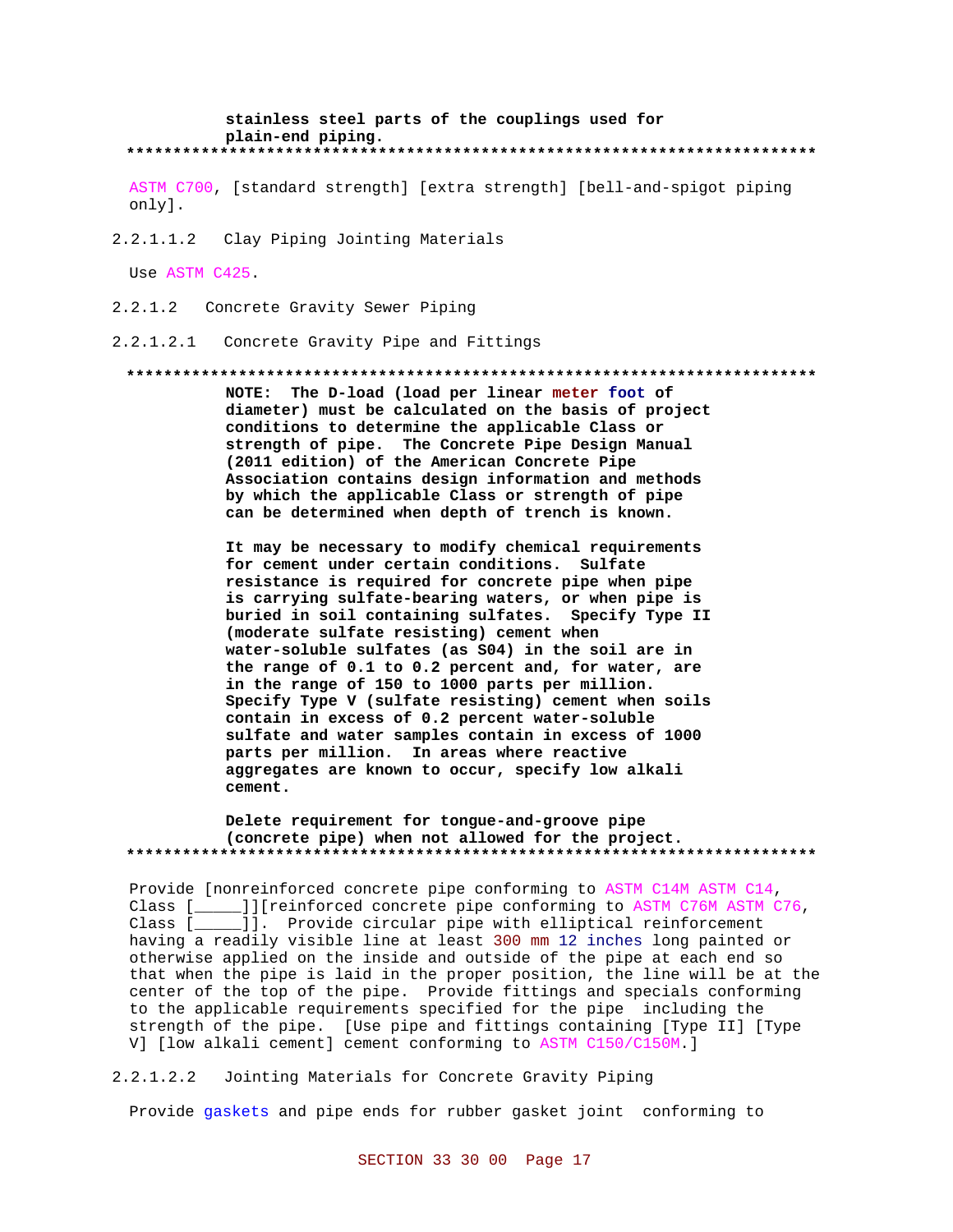stainless steel parts of the couplings used for plain-end piping.

**************************************************************************

ASTM C700, [standard strength] [extra strength] [bell-and-spigot piping only].

2.2.1.1.2 Clay Piping Jointing Materials

Use ASTM C425.

2.2.1.2 Concrete Gravity Sewer Piping

2.2.1.2.1 Concrete Gravity Pipe and Fittings

**************************************************************************

**NOTE: The D-load (load per linear meter foot of diameter) must be calculated on the basis of project conditions to determine the applicable Class or strength of pipe. The Concrete Pipe Design Manual (2011 edition) of the American Concrete Pipe Association contains design information and methods by which the applicable Class or strength of pipe can be determined when depth of trench is known.**

**It may be necessary to modify chemical requirements for cement under certain conditions. Sulfate resistance is required for concrete pipe when pipe is carrying sulfate-bearing waters, or when pipe is buried in soil containing sulfates. Specify Type II (moderate sulfate resisting) cement when water-soluble sulfates (as S04) in the soil are in the range of 0.1 to 0.2 percent and, for water, are in the range of 150 to 1000 parts per million. Specify Type V (sulfate resisting) cement when soils contain in excess of 0.2 percent water-soluble sulfate and water samples contain in excess of 1000 parts per million. In areas where reactive aggregates are known to occur, specify low alkali cement.**

**Delete requirement for tongue-and-groove pipe (concrete pipe) when not allowed for the project.**

**************************************************************************

Provide [nonreinforced concrete pipe conforming to ASTM C14M ASTM C14, Class [_____]][reinforced concrete pipe conforming to ASTM C76M ASTM C76, Class [_____]]. Provide circular pipe with elliptical reinforcement having a readily visible line at least 300 mm 12 inches long painted or otherwise applied on the inside and outside of the pipe at each end so that when the pipe is laid in the proper position, the line will be at the center of the top of the pipe. Provide fittings and specials conforming to the applicable requirements specified for the pipe including the strength of the pipe. [Use pipe and fittings containing [Type II] [Type V] [low alkali cement] cement conforming to ASTM C150/C150M.]

2.2.1.2.2 Jointing Materials for Concrete Gravity Piping

Provide gaskets and pipe ends for rubber gasket joint conforming to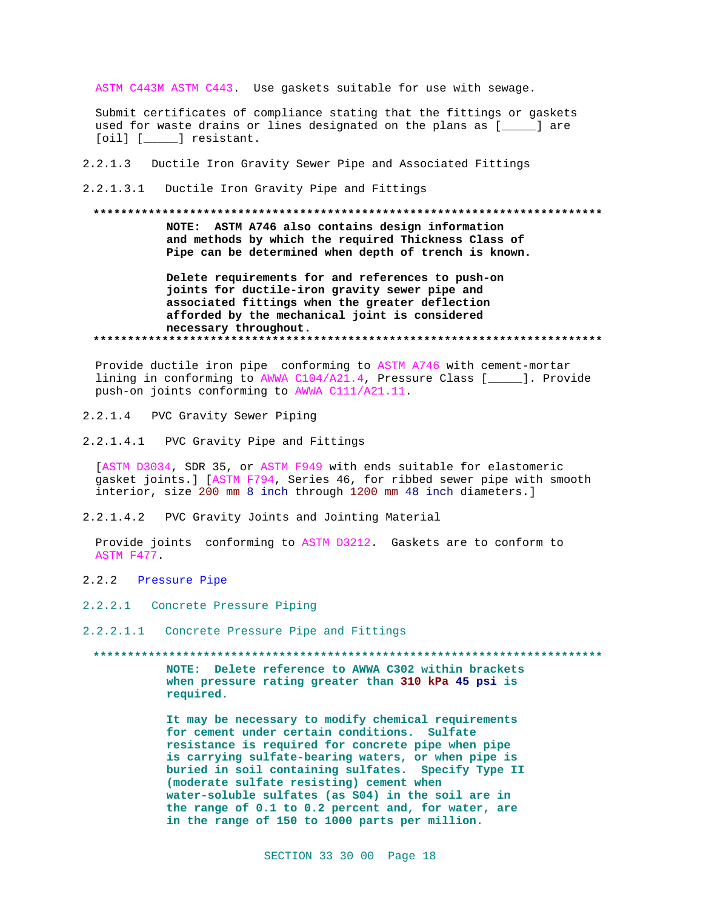ASTM C443M ASTM C443. Use gaskets suitable for use with sewage.

Submit certificates of compliance stating that the fittings or gaskets used for waste drains or lines designated on the plans as [_____] are [oil] [_____] resistant.

2.2.1.3 Ductile Iron Gravity Sewer Pipe and Associated Fittings

2.2.1.3.1 Ductile Iron Gravity Pipe and Fittings

**************************************************************************

**NOTE: ASTM A746 also contains design information and methods by which the required Thickness Class of Pipe can be determined when depth of trench is known.**

**Delete requirements for and references to push-on joints for ductile-iron gravity sewer pipe and associated fittings when the greater deflection afforded by the mechanical joint is considered necessary throughout.**

**************************************************************************

Provide ductile iron pipe conforming to ASTM A746 with cement-mortar lining in conforming to AWWA C104/A21.4, Pressure Class [_____]. Provide push-on joints conforming to AWWA C111/A21.11.

2.2.1.4 PVC Gravity Sewer Piping

2.2.1.4.1 PVC Gravity Pipe and Fittings

[ASTM D3034, SDR 35, or ASTM F949 with ends suitable for elastomeric gasket joints.] [ASTM F794, Series 46, for ribbed sewer pipe with smooth interior, size 200 mm 8 inch through 1200 mm 48 inch diameters.]

2.2.1.4.2 PVC Gravity Joints and Jointing Material

Provide joints conforming to ASTM D3212. Gaskets are to conform to ASTM F477.

2.2.2 Pressure Pipe

2.2.2.1 Concrete Pressure Piping

2.2.2.1.1 Concrete Pressure Pipe and Fittings

**************************************************************************

**NOTE: Delete reference to AWWA C302 within brackets when pressure rating greater than 310 kPa 45 psi is required.**

**It may be necessary to modify chemical requirements for cement under certain conditions. Sulfate resistance is required for concrete pipe when pipe is carrying sulfate-bearing waters, or when pipe is buried in soil containing sulfates. Specify Type II (moderate sulfate resisting) cement when water-soluble sulfates (as S04) in the soil are in the range of 0.1 to 0.2 percent and, for water, are in the range of 150 to 1000 parts per million.**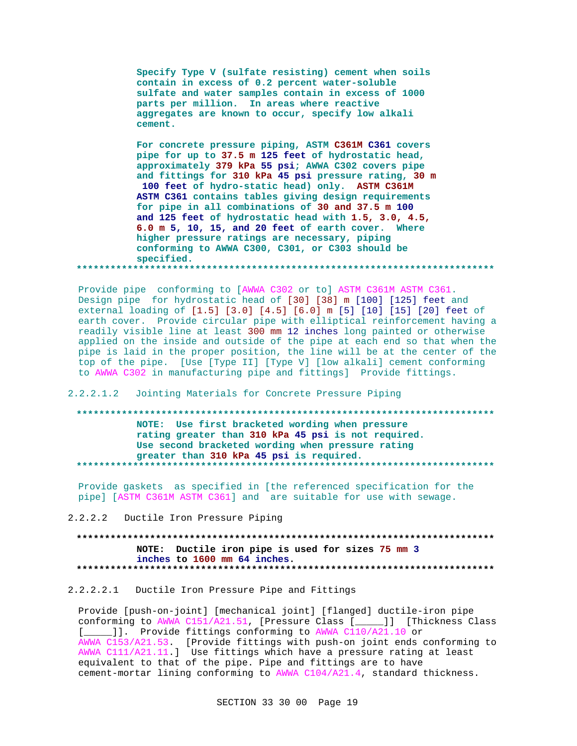**Specify Type V (sulfate resisting) cement when soils contain in excess of 0.2 percent water-soluble sulfate and water samples contain in excess of 1000 parts per million. In areas where reactive aggregates are known to occur, specify low alkali cement.**

**For concrete pressure piping, ASTM C361M C361 covers pipe for up to 37.5 m 125 feet of hydrostatic head, approximately 379 kPa 55 psi; AWWA C302 covers pipe and fittings for 310 kPa 45 psi pressure rating, 30 m 100 feet of hydro-static head) only. ASTM C361M ASTM C361 contains tables giving design requirements for pipe in all combinations of 30 and 37.5 m 100 and 125 feet of hydrostatic head with 1.5, 3.0, 4.5, 6.0 m 5, 10, 15, and 20 feet of earth cover. Where higher pressure ratings are necessary, piping conforming to AWWA C300, C301, or C303 should be specified.**

**************************************************************************

Provide pipe conforming to [AWWA C302 or to] ASTM C361M ASTM C361. Design pipe for hydrostatic head of [30] [38] m [100] [125] feet and external loading of [1.5] [3.0] [4.5] [6.0] m [5] [10] [15] [20] feet of earth cover. Provide circular pipe with elliptical reinforcement having a readily visible line at least 300 mm 12 inches long painted or otherwise applied on the inside and outside of the pipe at each end so that when the pipe is laid in the proper position, the line will be at the center of the top of the pipe. [Use [Type II] [Type V] [low alkali] cement conforming to AWWA C302 in manufacturing pipe and fittings] Provide fittings.

2.2.2.1.2 Jointing Materials for Concrete Pressure Piping

**************************************************************************

**NOTE: Use first bracketed wording when pressure rating greater than 310 kPa 45 psi is not required. Use second bracketed wording when pressure rating greater than 310 kPa 45 psi is required.**

**************************************************************************

Provide gaskets as specified in [the referenced specification for the pipe] [ASTM C361M ASTM C361] and are suitable for use with sewage.

2.2.2.2 Ductile Iron Pressure Piping

**************************************************************************

**NOTE: Ductile iron pipe is used for sizes 75 mm 3 inches to 1600 mm 64 inches.**

**************************************************************************

2.2.2.2.1 Ductile Iron Pressure Pipe and Fittings

Provide [push-on-joint] [mechanical joint] [flanged] ductile-iron pipe conforming to AWWA C151/A21.51, [Pressure Class [_____]] [Thickness Class [_____]]. Provide fittings conforming to AWWA C110/A21.10 or AWWA C153/A21.53. [Provide fittings with push-on joint ends conforming to AWWA C111/A21.11.] Use fittings which have a pressure rating at least equivalent to that of the pipe. Pipe and fittings are to have cement-mortar lining conforming to AWWA C104/A21.4, standard thickness.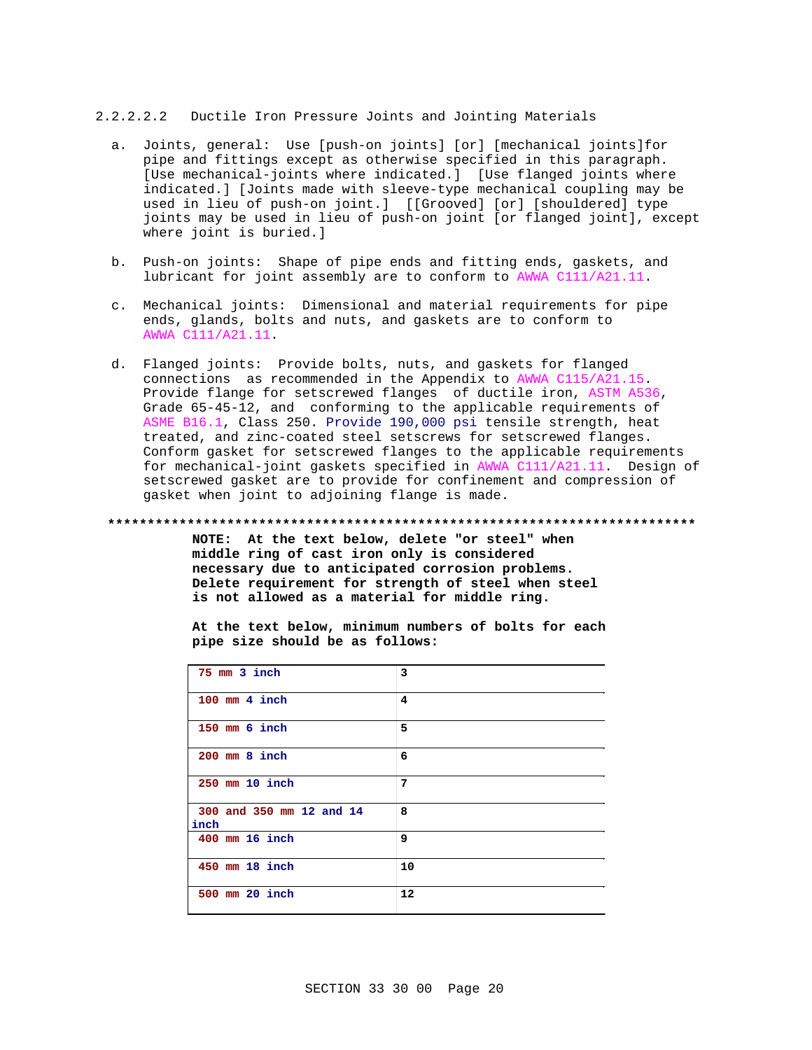2.2.2.2.2 Ductile Iron Pressure Joints and Jointing Materials

a. Joints, general: Use [push-on joints] [or] [mechanical joints]for pipe and fittings except as otherwise specified in this paragraph. [Use mechanical-joints where indicated.] [Use flanged joints where indicated.] [Joints made with sleeve-type mechanical coupling may be used in lieu of push-on joint.] [[Grooved] [or] [shouldered] type joints may be used in lieu of push-on joint [or flanged joint], except where joint is buried.]

b. Push-on joints: Shape of pipe ends and fitting ends, gaskets, and lubricant for joint assembly are to conform to AWWA C111/A21.11.

c. Mechanical joints: Dimensional and material requirements for pipe ends, glands, bolts and nuts, and gaskets are to conform to AWWA C111/A21.11.

d. Flanged joints: Provide bolts, nuts, and gaskets for flanged connections as recommended in the Appendix to AWWA C115/A21.15. Provide flange for setscrewed flanges of ductile iron, ASTM A536, Grade 65-45-12, and conforming to the applicable requirements of ASME B16.1, Class 250. Provide 190,000 psi tensile strength, heat treated, and zinc-coated steel setscrews for setscrewed flanges. Conform gasket for setscrewed flanges to the applicable requirements for mechanical-joint gaskets specified in AWWA C111/A21.11. Design of setscrewed gasket are to provide for confinement and compression of gasket when joint to adjoining flange is made.

**************************************************************************

**NOTE: At the text below, delete "or steel" when middle ring of cast iron only is considered necessary due to anticipated corrosion problems. Delete requirement for strength of steel when steel is not allowed as a material for middle ring.**

**At the text below, minimum numbers of bolts for each pipe size should be as follows:**

| Pipe size | Bolts |
|---|---|
| 75 mm 3 inch | 3 |
| 100 mm 4 inch | 4 |
| 150 mm 6 inch | 5 |
| 200 mm 8 inch | 6 |
| 250 mm 10 inch | 7 |
| 300 and 350 mm 12 and 14 inch | 8 |
| 400 mm 16 inch | 9 |
| 450 mm 18 inch | 10 |
| 500 mm 20 inch | 12 |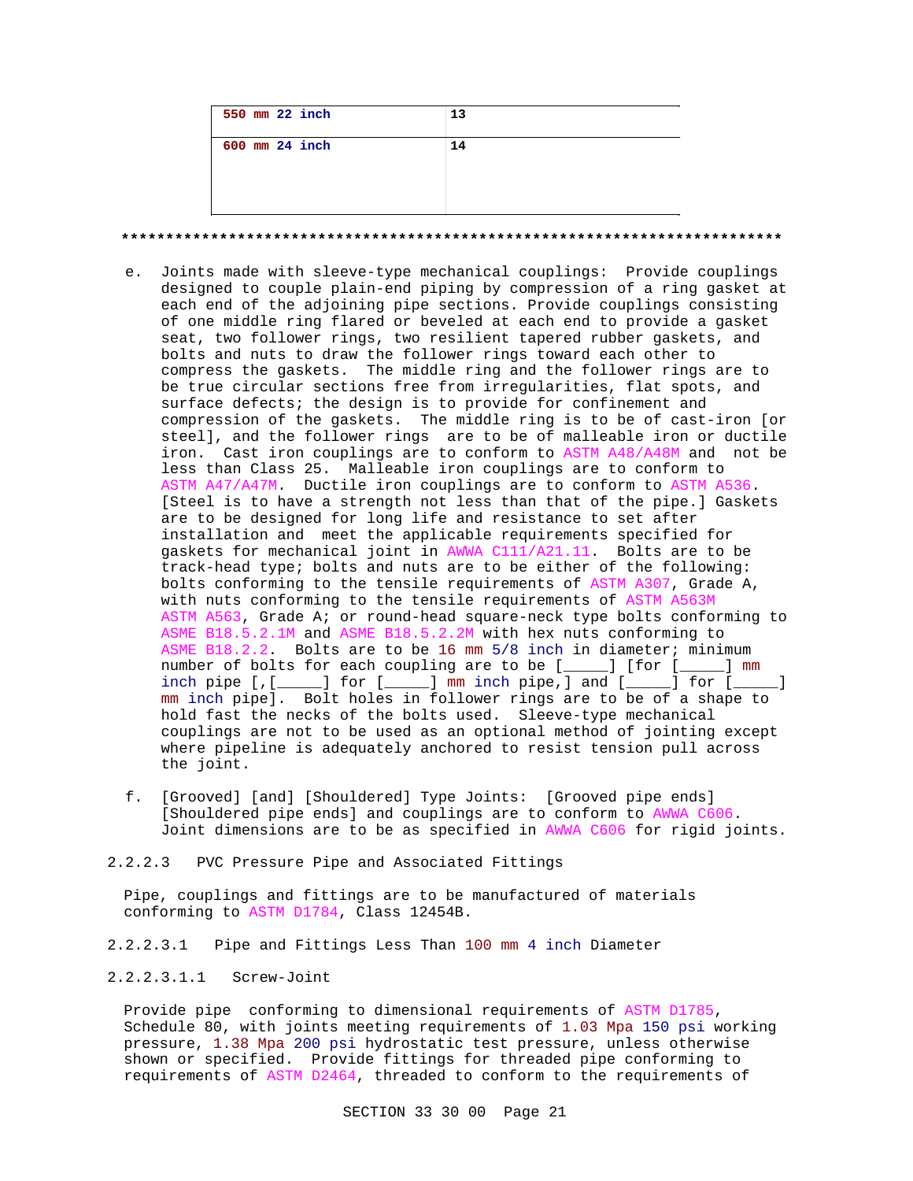| 550 mm 22 inch | 13 |
|---|---|
| 600 mm 24 inch | 14 |

**************************************************************************

e. Joints made with sleeve-type mechanical couplings: Provide couplings designed to couple plain-end piping by compression of a ring gasket at each end of the adjoining pipe sections. Provide couplings consisting of one middle ring flared or beveled at each end to provide a gasket seat, two follower rings, two resilient tapered rubber gaskets, and bolts and nuts to draw the follower rings toward each other to compress the gaskets. The middle ring and the follower rings are to be true circular sections free from irregularities, flat spots, and surface defects; the design is to provide for confinement and compression of the gaskets. The middle ring is to be of cast-iron [or steel], and the follower rings are to be of malleable iron or ductile iron. Cast iron couplings are to conform to ASTM A48/A48M and not be less than Class 25. Malleable iron couplings are to conform to ASTM A47/A47M. Ductile iron couplings are to conform to ASTM A536. [Steel is to have a strength not less than that of the pipe.] Gaskets are to be designed for long life and resistance to set after installation and meet the applicable requirements specified for gaskets for mechanical joint in AWWA C111/A21.11. Bolts are to be track-head type; bolts and nuts are to be either of the following: bolts conforming to the tensile requirements of ASTM A307, Grade A, with nuts conforming to the tensile requirements of ASTM A563M ASTM A563, Grade A; or round-head square-neck type bolts conforming to ASME B18.5.2.1M and ASME B18.5.2.2M with hex nuts conforming to ASME B18.2.2. Bolts are to be 16 mm 5/8 inch in diameter; minimum number of bolts for each coupling are to be [_____] [for [_____] mm inch pipe [,[_____] for [_____] mm inch pipe,] and [_____] for [_____] mm inch pipe]. Bolt holes in follower rings are to be of a shape to hold fast the necks of the bolts used. Sleeve-type mechanical couplings are not to be used as an optional method of jointing except where pipeline is adequately anchored to resist tension pull across the joint.

f. [Grooved] [and] [Shouldered] Type Joints: [Grooved pipe ends] [Shouldered pipe ends] and couplings are to conform to AWWA C606. Joint dimensions are to be as specified in AWWA C606 for rigid joints.

2.2.2.3 PVC Pressure Pipe and Associated Fittings

Pipe, couplings and fittings are to be manufactured of materials conforming to ASTM D1784, Class 12454B.

2.2.2.3.1 Pipe and Fittings Less Than 100 mm 4 inch Diameter

2.2.2.3.1.1 Screw-Joint

Provide pipe conforming to dimensional requirements of ASTM D1785, Schedule 80, with joints meeting requirements of 1.03 Mpa 150 psi working pressure, 1.38 Mpa 200 psi hydrostatic test pressure, unless otherwise shown or specified. Provide fittings for threaded pipe conforming to requirements of ASTM D2464, threaded to conform to the requirements of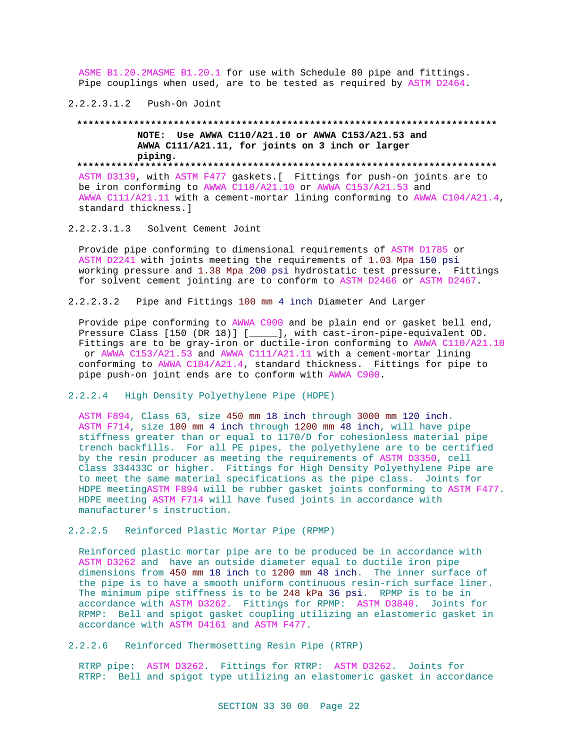ASME B1.20.2MASME B1.20.1 for use with Schedule 80 pipe and fittings. Pipe couplings when used, are to be tested as required by ASTM D2464.

2.2.2.3.1.2 Push-On Joint

**************************************************************************

**NOTE: Use AWWA C110/A21.10 or AWWA C153/A21.53 and AWWA C111/A21.11, for joints on 3 inch or larger piping.**

**************************************************************************

ASTM D3139, with ASTM F477 gaskets.[ Fittings for push-on joints are to be iron conforming to AWWA C110/A21.10 or AWWA C153/A21.53 and AWWA C111/A21.11 with a cement-mortar lining conforming to AWWA C104/A21.4, standard thickness.]

2.2.2.3.1.3 Solvent Cement Joint

Provide pipe conforming to dimensional requirements of ASTM D1785 or ASTM D2241 with joints meeting the requirements of 1.03 Mpa 150 psi working pressure and 1.38 Mpa 200 psi hydrostatic test pressure. Fittings for solvent cement jointing are to conform to ASTM D2466 or ASTM D2467.

2.2.2.3.2 Pipe and Fittings 100 mm 4 inch Diameter And Larger

Provide pipe conforming to AWWA C900 and be plain end or gasket bell end, Pressure Class [150 (DR 18)] [_____], with cast-iron-pipe-equivalent OD. Fittings are to be gray-iron or ductile-iron conforming to AWWA C110/A21.10 or AWWA C153/A21.53 and AWWA C111/A21.11 with a cement-mortar lining conforming to AWWA C104/A21.4, standard thickness. Fittings for pipe to pipe push-on joint ends are to conform with AWWA C900.

2.2.2.4 High Density Polyethylene Pipe (HDPE)

ASTM F894, Class 63, size 450 mm 18 inch through 3000 mm 120 inch. ASTM F714, size 100 mm 4 inch through 1200 mm 48 inch, will have pipe stiffness greater than or equal to 1170/D for cohesionless material pipe trench backfills. For all PE pipes, the polyethylene are to be certified by the resin producer as meeting the requirements of ASTM D3350, cell Class 334433C or higher. Fittings for High Density Polyethylene Pipe are to meet the same material specifications as the pipe class. Joints for HDPE meetingASTM F894 will be rubber gasket joints conforming to ASTM F477. HDPE meeting ASTM F714 will have fused joints in accordance with manufacturer's instruction.

2.2.2.5 Reinforced Plastic Mortar Pipe (RPMP)

Reinforced plastic mortar pipe are to be produced be in accordance with ASTM D3262 and have an outside diameter equal to ductile iron pipe dimensions from 450 mm 18 inch to 1200 mm 48 inch. The inner surface of the pipe is to have a smooth uniform continuous resin-rich surface liner. The minimum pipe stiffness is to be 248 kPa 36 psi. RPMP is to be in accordance with ASTM D3262. Fittings for RPMP: ASTM D3840. Joints for RPMP: Bell and spigot gasket coupling utilizing an elastomeric gasket in accordance with ASTM D4161 and ASTM F477.

2.2.2.6 Reinforced Thermosetting Resin Pipe (RTRP)

RTRP pipe: ASTM D3262. Fittings for RTRP: ASTM D3262. Joints for RTRP: Bell and spigot type utilizing an elastomeric gasket in accordance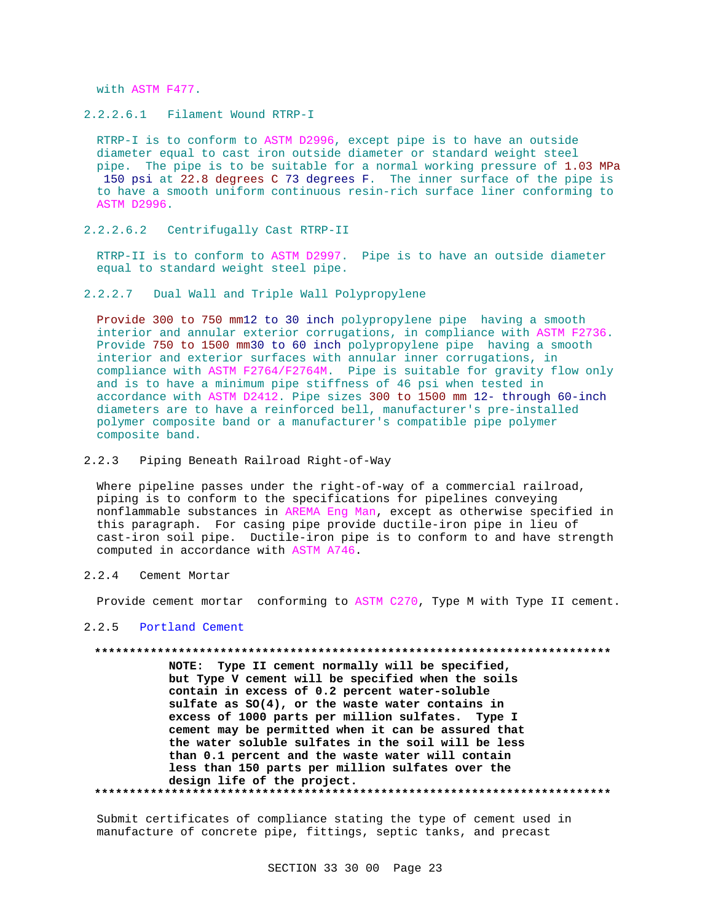with ASTM F477.

#### 2.2.2.6.1 Filament Wound RTRP-I

RTRP-I is to conform to ASTM D2996, except pipe is to have an outside diameter equal to cast iron outside diameter or standard weight steel pipe. The pipe is to be suitable for a normal working pressure of 1.03 MPa 150 psi at 22.8 degrees C 73 degrees F. The inner surface of the pipe is to have a smooth uniform continuous resin-rich surface liner conforming to ASTM D2996.

#### 2.2.2.6.2 Centrifugally Cast RTRP-II

RTRP-II is to conform to ASTM D2997. Pipe is to have an outside diameter equal to standard weight steel pipe.

#### 2.2.2.7 Dual Wall and Triple Wall Polypropylene

Provide 300 to 750 mm12 to 30 inch polypropylene pipe having a smooth interior and annular exterior corrugations, in compliance with ASTM F2736. Provide 750 to 1500 mm30 to 60 inch polypropylene pipe having a smooth interior and exterior surfaces with annular inner corrugations, in compliance with ASTM F2764/F2764M. Pipe is suitable for gravity flow only and is to have a minimum pipe stiffness of 46 psi when tested in accordance with ASTM D2412. Pipe sizes 300 to 1500 mm 12- through 60-inch diameters are to have a reinforced bell, manufacturer's pre-installed polymer composite band or a manufacturer's compatible pipe polymer composite band.

### 2.2.3 Piping Beneath Railroad Right-of-Way

Where pipeline passes under the right-of-way of a commercial railroad, piping is to conform to the specifications for pipelines conveying nonflammable substances in AREMA Eng Man, except as otherwise specified in this paragraph. For casing pipe provide ductile-iron pipe in lieu of cast-iron soil pipe. Ductile-iron pipe is to conform to and have strength computed in accordance with ASTM A746.

### 2.2.4 Cement Mortar

Provide cement mortar conforming to ASTM C270, Type M with Type II cement.

### 2.2.5 Portland Cement

**************************************************************************

**NOTE: Type II cement normally will be specified, but Type V cement will be specified when the soils contain in excess of 0.2 percent water-soluble sulfate as SO(4), or the waste water contains in excess of 1000 parts per million sulfates. Type I cement may be permitted when it can be assured that the water soluble sulfates in the soil will be less than 0.1 percent and the waste water will contain less than 150 parts per million sulfates over the design life of the project.**

**************************************************************************

Submit certificates of compliance stating the type of cement used in manufacture of concrete pipe, fittings, septic tanks, and precast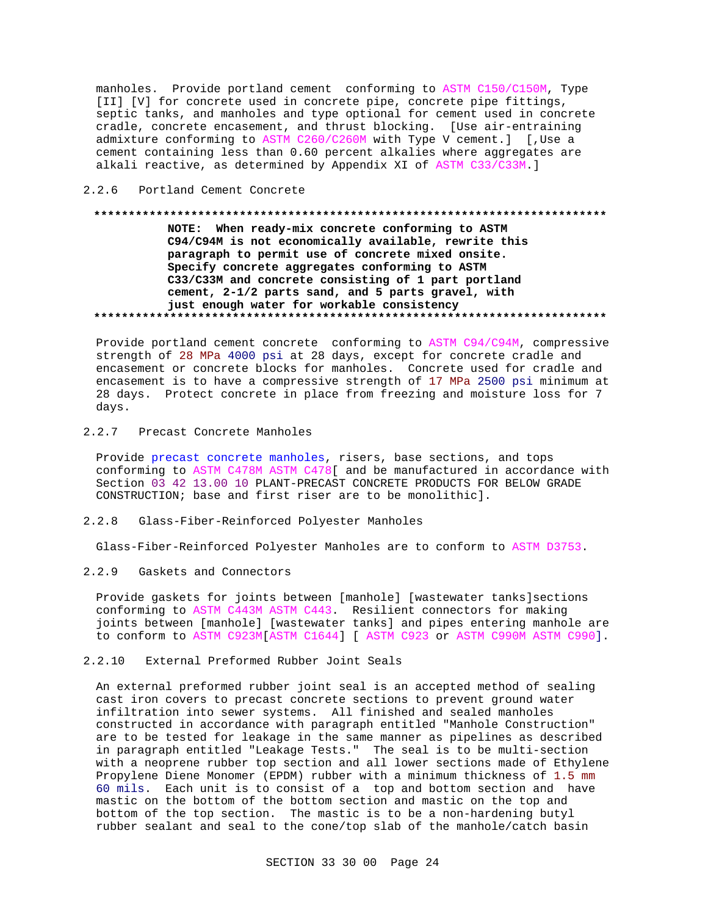manholes. Provide portland cement conforming to ASTM C150/C150M, Type [II] [V] for concrete used in concrete pipe, concrete pipe fittings, septic tanks, and manholes and type optional for cement used in concrete cradle, concrete encasement, and thrust blocking. [Use air-entraining admixture conforming to ASTM C260/C260M with Type V cement.] [,Use a cement containing less than 0.60 percent alkalies where aggregates are alkali reactive, as determined by Appendix XI of ASTM C33/C33M.]

### 2.2.6 Portland Cement Concrete

**************************************************************************

**NOTE: When ready-mix concrete conforming to ASTM C94/C94M is not economically available, rewrite this paragraph to permit use of concrete mixed onsite. Specify concrete aggregates conforming to ASTM C33/C33M and concrete consisting of 1 part portland cement, 2-1/2 parts sand, and 5 parts gravel, with just enough water for workable consistency**

**************************************************************************

Provide portland cement concrete conforming to ASTM C94/C94M, compressive strength of 28 MPa 4000 psi at 28 days, except for concrete cradle and encasement or concrete blocks for manholes. Concrete used for cradle and encasement is to have a compressive strength of 17 MPa 2500 psi minimum at 28 days. Protect concrete in place from freezing and moisture loss for 7 days.

### 2.2.7 Precast Concrete Manholes

Provide precast concrete manholes, risers, base sections, and tops conforming to ASTM C478M ASTM C478[ and be manufactured in accordance with Section 03 42 13.00 10 PLANT-PRECAST CONCRETE PRODUCTS FOR BELOW GRADE CONSTRUCTION; base and first riser are to be monolithic].

### 2.2.8 Glass-Fiber-Reinforced Polyester Manholes

Glass-Fiber-Reinforced Polyester Manholes are to conform to ASTM D3753.

### 2.2.9 Gaskets and Connectors

Provide gaskets for joints between [manhole] [wastewater tanks]sections conforming to ASTM C443M ASTM C443. Resilient connectors for making joints between [manhole] [wastewater tanks] and pipes entering manhole are to conform to ASTM C923M[ASTM C1644] [ ASTM C923 or ASTM C990M ASTM C990].

### 2.2.10 External Preformed Rubber Joint Seals

An external preformed rubber joint seal is an accepted method of sealing cast iron covers to precast concrete sections to prevent ground water infiltration into sewer systems. All finished and sealed manholes constructed in accordance with paragraph entitled "Manhole Construction" are to be tested for leakage in the same manner as pipelines as described in paragraph entitled "Leakage Tests." The seal is to be multi-section with a neoprene rubber top section and all lower sections made of Ethylene Propylene Diene Monomer (EPDM) rubber with a minimum thickness of 1.5 mm 60 mils. Each unit is to consist of a top and bottom section and have mastic on the bottom of the bottom section and mastic on the top and bottom of the top section. The mastic is to be a non-hardening butyl rubber sealant and seal to the cone/top slab of the manhole/catch basin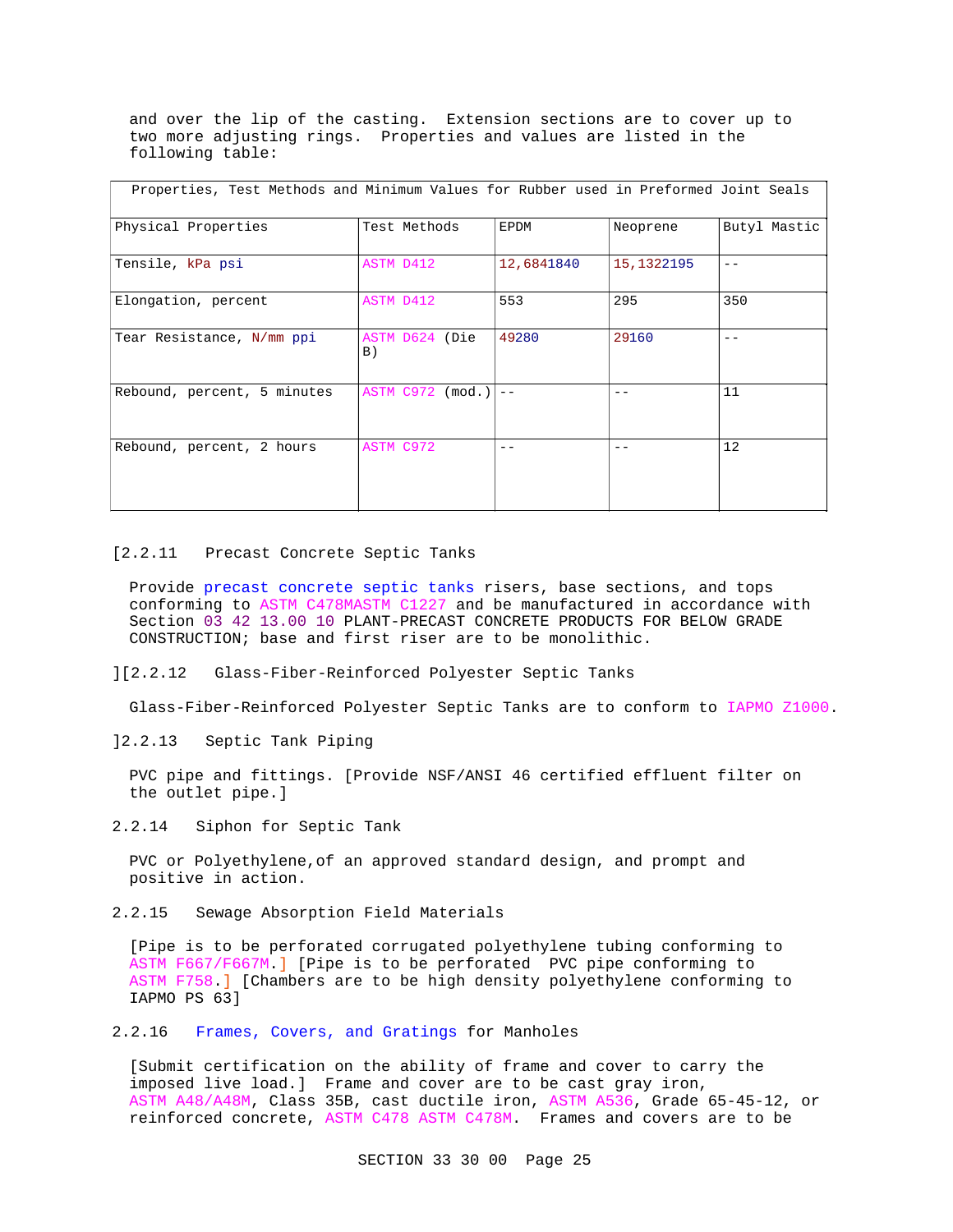and over the lip of the casting. Extension sections are to cover up to two more adjusting rings. Properties and values are listed in the following table:

| Properties, Test Methods and Minimum Values for Rubber used in Preformed Joint Seals | | | | |
|---|---|---|---|---|
| Physical Properties | Test Methods | EPDM | Neoprene | Butyl Mastic |
| Tensile, kPa psi | ASTM D412 | 12,6841840 | 15,1322195 | -- |
| Elongation, percent | ASTM D412 | 553 | 295 | 350 |
| Tear Resistance, N/mm ppi | ASTM D624 (Die B) | 49280 | 29160 | -- |
| Rebound, percent, 5 minutes | ASTM C972 (mod.) | -- | -- | 11 |
| Rebound, percent, 2 hours | ASTM C972 | -- | -- | 12 |

[2.2.11 Precast Concrete Septic Tanks

Provide precast concrete septic tanks risers, base sections, and tops conforming to ASTM C478MASTM C1227 and be manufactured in accordance with Section 03 42 13.00 10 PLANT-PRECAST CONCRETE PRODUCTS FOR BELOW GRADE CONSTRUCTION; base and first riser are to be monolithic.

][2.2.12 Glass-Fiber-Reinforced Polyester Septic Tanks

Glass-Fiber-Reinforced Polyester Septic Tanks are to conform to IAPMO Z1000.

]2.2.13 Septic Tank Piping

PVC pipe and fittings. [Provide NSF/ANSI 46 certified effluent filter on the outlet pipe.]

2.2.14 Siphon for Septic Tank

PVC or Polyethylene,of an approved standard design, and prompt and positive in action.

2.2.15 Sewage Absorption Field Materials

[Pipe is to be perforated corrugated polyethylene tubing conforming to ASTM F667/F667M.] [Pipe is to be perforated PVC pipe conforming to ASTM F758.] [Chambers are to be high density polyethylene conforming to IAPMO PS 63]

2.2.16 Frames, Covers, and Gratings for Manholes

[Submit certification on the ability of frame and cover to carry the imposed live load.] Frame and cover are to be cast gray iron, ASTM A48/A48M, Class 35B, cast ductile iron, ASTM A536, Grade 65-45-12, or reinforced concrete, ASTM C478 ASTM C478M. Frames and covers are to be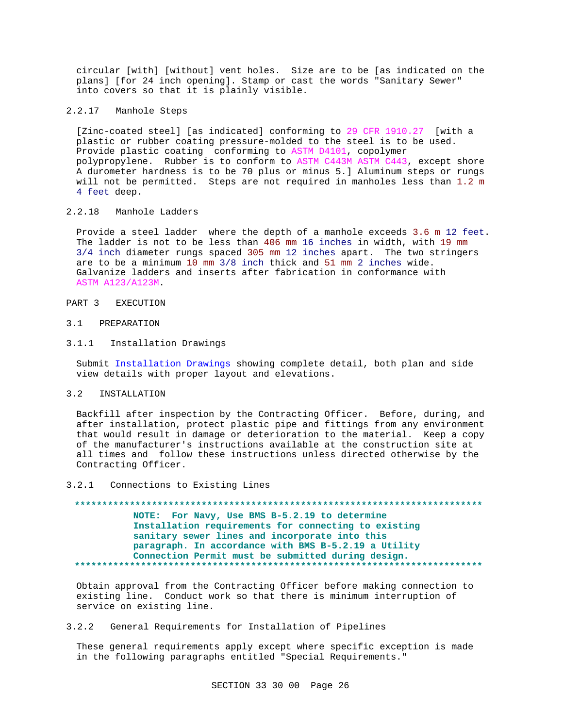circular [with] [without] vent holes. Size are to be [as indicated on the plans] [for 24 inch opening]. Stamp or cast the words "Sanitary Sewer" into covers so that it is plainly visible.

#### 2.2.17 Manhole Steps

[Zinc-coated steel] [as indicated] conforming to 29 CFR 1910.27 [with a plastic or rubber coating pressure-molded to the steel is to be used. Provide plastic coating conforming to ASTM D4101, copolymer polypropylene. Rubber is to conform to ASTM C443M ASTM C443, except shore A durometer hardness is to be 70 plus or minus 5.] Aluminum steps or rungs will not be permitted. Steps are not required in manholes less than 1.2 m 4 feet deep.

#### 2.2.18 Manhole Ladders

Provide a steel ladder where the depth of a manhole exceeds 3.6 m 12 feet. The ladder is not to be less than 406 mm 16 inches in width, with 19 mm 3/4 inch diameter rungs spaced 305 mm 12 inches apart. The two stringers are to be a minimum 10 mm 3/8 inch thick and 51 mm 2 inches wide. Galvanize ladders and inserts after fabrication in conformance with ASTM A123/A123M.

# PART 3 EXECUTION

## 3.1 PREPARATION

### 3.1.1 Installation Drawings

Submit Installation Drawings showing complete detail, both plan and side view details with proper layout and elevations.

## 3.2 INSTALLATION

Backfill after inspection by the Contracting Officer. Before, during, and after installation, protect plastic pipe and fittings from any environment that would result in damage or deterioration to the material. Keep a copy of the manufacturer's instructions available at the construction site at all times and follow these instructions unless directed otherwise by the Contracting Officer.

### 3.2.1 Connections to Existing Lines

**************************************************************************
**NOTE: For Navy, Use BMS B-5.2.19 to determine Installation requirements for connecting to existing sanitary sewer lines and incorporate into this paragraph. In accordance with BMS B-5.2.19 a Utility Connection Permit must be submitted during design.**
**************************************************************************

Obtain approval from the Contracting Officer before making connection to existing line. Conduct work so that there is minimum interruption of service on existing line.

### 3.2.2 General Requirements for Installation of Pipelines

These general requirements apply except where specific exception is made in the following paragraphs entitled "Special Requirements."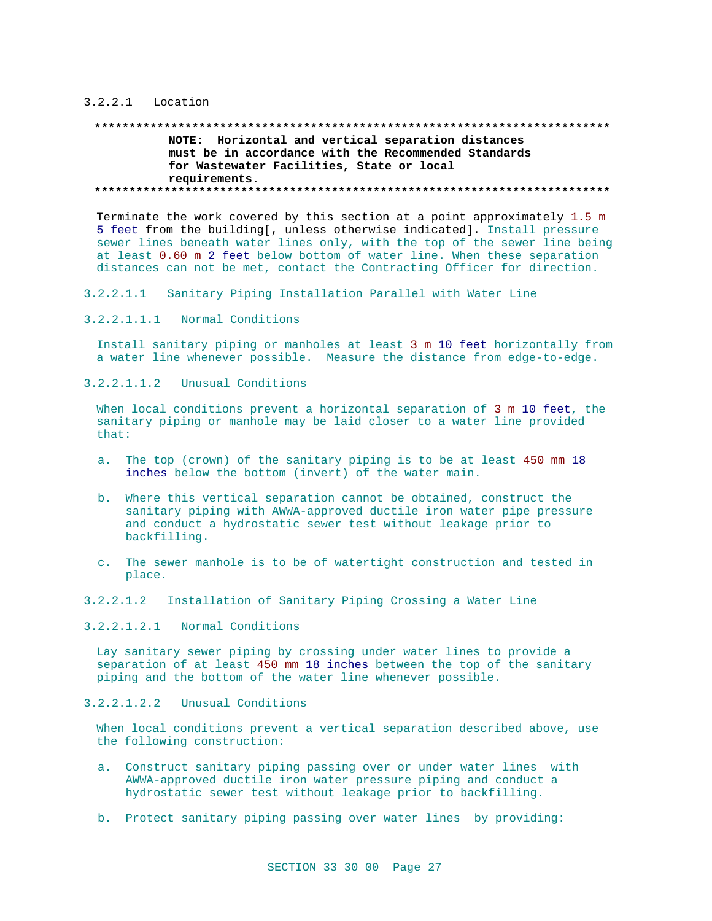#### 3.2.2.1 Location

```
**************************************************************************
        NOTE:  Horizontal and vertical separation distances
        must be in accordance with the Recommended Standards
        for Wastewater Facilities, State or local
        requirements.
**************************************************************************
```

Terminate the work covered by this section at a point approximately 1.5 m 5 feet from the building[, unless otherwise indicated]. Install pressure sewer lines beneath water lines only, with the top of the sewer line being at least 0.60 m 2 feet below bottom of water line. When these separation distances can not be met, contact the Contracting Officer for direction.

##### 3.2.2.1.1 Sanitary Piping Installation Parallel with Water Line

###### 3.2.2.1.1.1 Normal Conditions

Install sanitary piping or manholes at least 3 m 10 feet horizontally from a water line whenever possible. Measure the distance from edge-to-edge.

###### 3.2.2.1.1.2 Unusual Conditions

When local conditions prevent a horizontal separation of 3 m 10 feet, the sanitary piping or manhole may be laid closer to a water line provided that:

a. The top (crown) of the sanitary piping is to be at least 450 mm 18 inches below the bottom (invert) of the water main.

b. Where this vertical separation cannot be obtained, construct the sanitary piping with AWWA-approved ductile iron water pipe pressure and conduct a hydrostatic sewer test without leakage prior to backfilling.

c. The sewer manhole is to be of watertight construction and tested in place.

##### 3.2.2.1.2 Installation of Sanitary Piping Crossing a Water Line

###### 3.2.2.1.2.1 Normal Conditions

Lay sanitary sewer piping by crossing under water lines to provide a separation of at least 450 mm 18 inches between the top of the sanitary piping and the bottom of the water line whenever possible.

###### 3.2.2.1.2.2 Unusual Conditions

When local conditions prevent a vertical separation described above, use the following construction:

a. Construct sanitary piping passing over or under water lines with AWWA-approved ductile iron water pressure piping and conduct a hydrostatic sewer test without leakage prior to backfilling.

b. Protect sanitary piping passing over water lines by providing: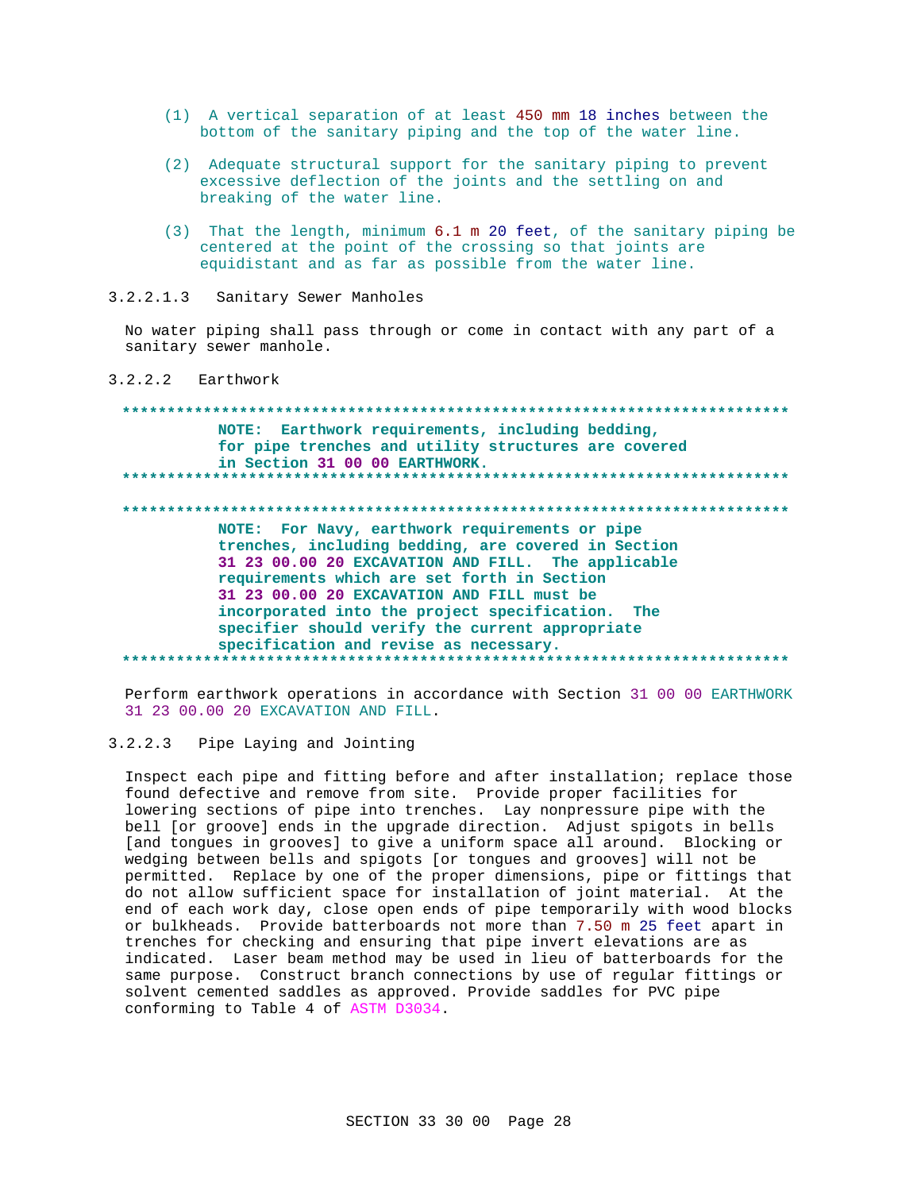(1) A vertical separation of at least 450 mm 18 inches between the bottom of the sanitary piping and the top of the water line.

(2) Adequate structural support for the sanitary piping to prevent excessive deflection of the joints and the settling on and breaking of the water line.

(3) That the length, minimum 6.1 m 20 feet, of the sanitary piping be centered at the point of the crossing so that joints are equidistant and as far as possible from the water line.

#### 3.2.2.1.3 Sanitary Sewer Manholes

No water piping shall pass through or come in contact with any part of a sanitary sewer manhole.

### 3.2.2.2 Earthwork

**************************************************************************

**NOTE: Earthwork requirements, including bedding, for pipe trenches and utility structures are covered in Section 31 00 00 EARTHWORK.**

**************************************************************************

**************************************************************************

**NOTE: For Navy, earthwork requirements or pipe trenches, including bedding, are covered in Section 31 23 00.00 20 EXCAVATION AND FILL. The applicable requirements which are set forth in Section 31 23 00.00 20 EXCAVATION AND FILL must be incorporated into the project specification. The specifier should verify the current appropriate specification and revise as necessary.**

**************************************************************************

Perform earthwork operations in accordance with Section 31 00 00 EARTHWORK 31 23 00.00 20 EXCAVATION AND FILL.

### 3.2.2.3 Pipe Laying and Jointing

Inspect each pipe and fitting before and after installation; replace those found defective and remove from site. Provide proper facilities for lowering sections of pipe into trenches. Lay nonpressure pipe with the bell [or groove] ends in the upgrade direction. Adjust spigots in bells [and tongues in grooves] to give a uniform space all around. Blocking or wedging between bells and spigots [or tongues and grooves] will not be permitted. Replace by one of the proper dimensions, pipe or fittings that do not allow sufficient space for installation of joint material. At the end of each work day, close open ends of pipe temporarily with wood blocks or bulkheads. Provide batterboards not more than 7.50 m 25 feet apart in trenches for checking and ensuring that pipe invert elevations are as indicated. Laser beam method may be used in lieu of batterboards for the same purpose. Construct branch connections by use of regular fittings or solvent cemented saddles as approved. Provide saddles for PVC pipe conforming to Table 4 of ASTM D3034.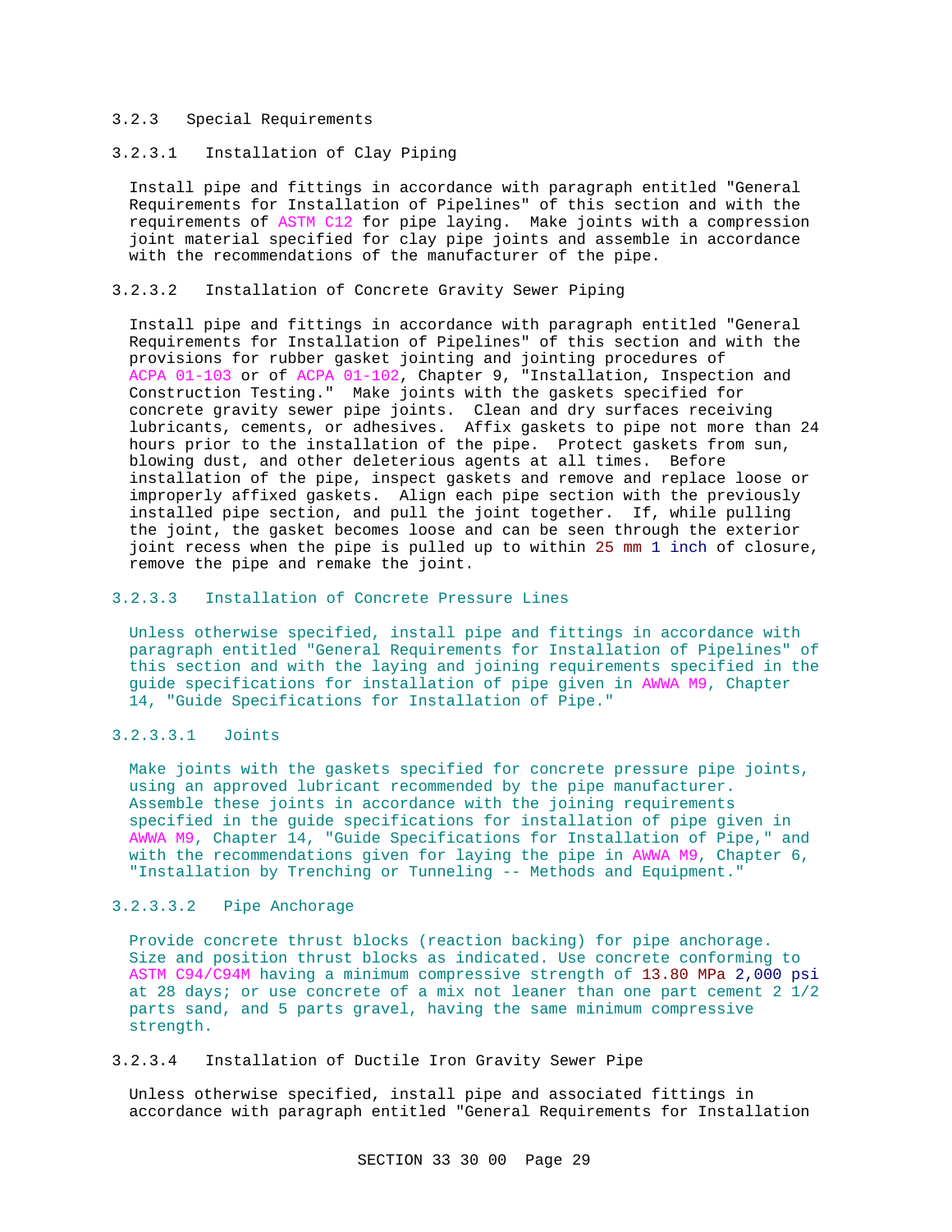#### 3.2.3 Special Requirements

##### 3.2.3.1 Installation of Clay Piping

Install pipe and fittings in accordance with paragraph entitled "General Requirements for Installation of Pipelines" of this section and with the requirements of ASTM C12 for pipe laying. Make joints with a compression joint material specified for clay pipe joints and assemble in accordance with the recommendations of the manufacturer of the pipe.

##### 3.2.3.2 Installation of Concrete Gravity Sewer Piping

Install pipe and fittings in accordance with paragraph entitled "General Requirements for Installation of Pipelines" of this section and with the provisions for rubber gasket jointing and jointing procedures of ACPA 01-103 or of ACPA 01-102, Chapter 9, "Installation, Inspection and Construction Testing." Make joints with the gaskets specified for concrete gravity sewer pipe joints. Clean and dry surfaces receiving lubricants, cements, or adhesives. Affix gaskets to pipe not more than 24 hours prior to the installation of the pipe. Protect gaskets from sun, blowing dust, and other deleterious agents at all times. Before installation of the pipe, inspect gaskets and remove and replace loose or improperly affixed gaskets. Align each pipe section with the previously installed pipe section, and pull the joint together. If, while pulling the joint, the gasket becomes loose and can be seen through the exterior joint recess when the pipe is pulled up to within 25 mm 1 inch of closure, remove the pipe and remake the joint.

##### 3.2.3.3 Installation of Concrete Pressure Lines

Unless otherwise specified, install pipe and fittings in accordance with paragraph entitled "General Requirements for Installation of Pipelines" of this section and with the laying and joining requirements specified in the guide specifications for installation of pipe given in AWWA M9, Chapter 14, "Guide Specifications for Installation of Pipe."

###### 3.2.3.3.1 Joints

Make joints with the gaskets specified for concrete pressure pipe joints, using an approved lubricant recommended by the pipe manufacturer. Assemble these joints in accordance with the joining requirements specified in the guide specifications for installation of pipe given in AWWA M9, Chapter 14, "Guide Specifications for Installation of Pipe," and with the recommendations given for laying the pipe in AWWA M9, Chapter 6, "Installation by Trenching or Tunneling -- Methods and Equipment."

###### 3.2.3.3.2 Pipe Anchorage

Provide concrete thrust blocks (reaction backing) for pipe anchorage. Size and position thrust blocks as indicated. Use concrete conforming to ASTM C94/C94M having a minimum compressive strength of 13.80 MPa 2,000 psi at 28 days; or use concrete of a mix not leaner than one part cement 2 1/2 parts sand, and 5 parts gravel, having the same minimum compressive strength.

##### 3.2.3.4 Installation of Ductile Iron Gravity Sewer Pipe

Unless otherwise specified, install pipe and associated fittings in accordance with paragraph entitled "General Requirements for Installation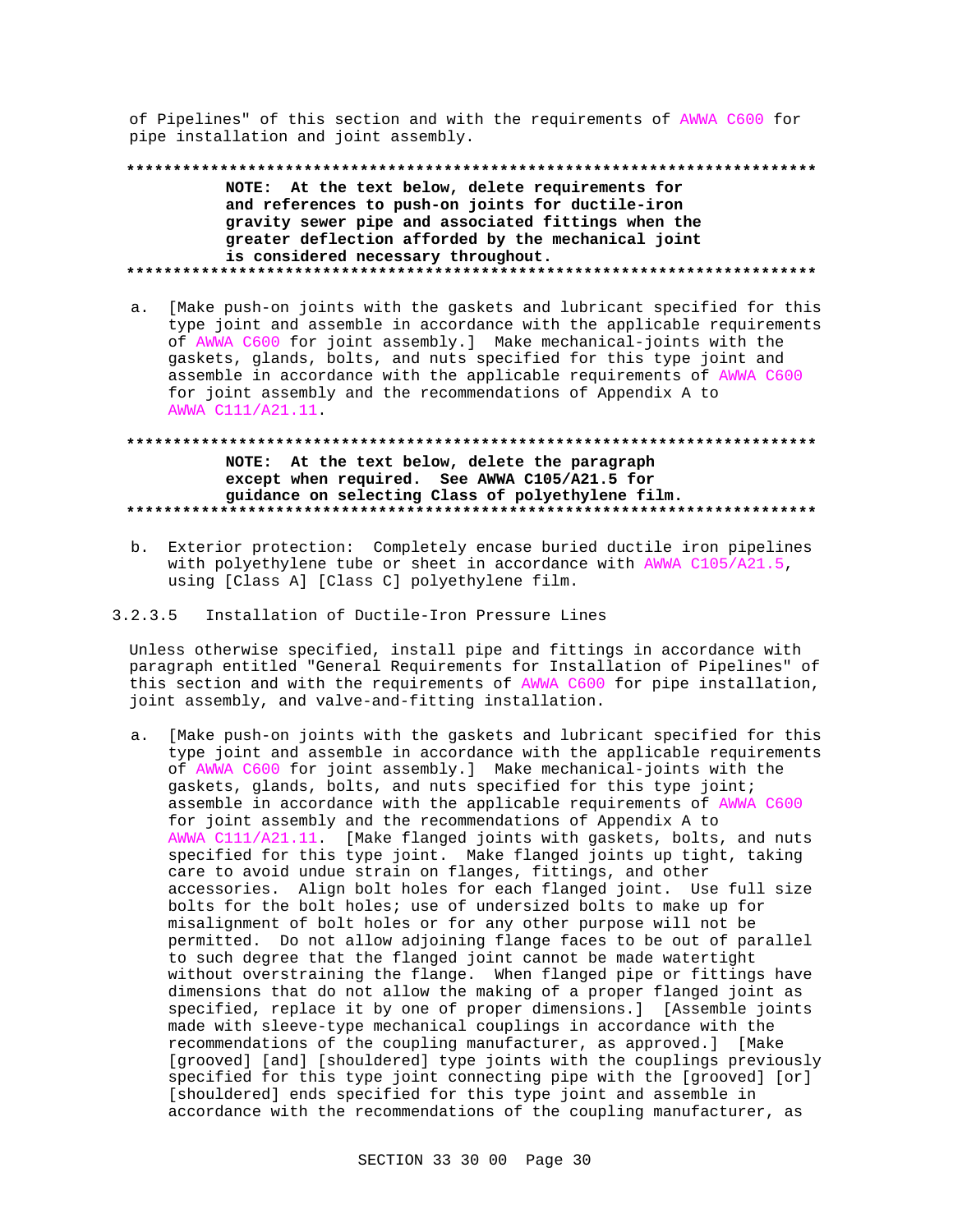of Pipelines" of this section and with the requirements of AWWA C600 for pipe installation and joint assembly.

**************************************************************************

**NOTE: At the text below, delete requirements for and references to push-on joints for ductile-iron gravity sewer pipe and associated fittings when the greater deflection afforded by the mechanical joint is considered necessary throughout.**

**************************************************************************

a. [Make push-on joints with the gaskets and lubricant specified for this type joint and assemble in accordance with the applicable requirements of AWWA C600 for joint assembly.] Make mechanical-joints with the gaskets, glands, bolts, and nuts specified for this type joint and assemble in accordance with the applicable requirements of AWWA C600 for joint assembly and the recommendations of Appendix A to AWWA C111/A21.11.

**************************************************************************

**NOTE: At the text below, delete the paragraph except when required. See AWWA C105/A21.5 for guidance on selecting Class of polyethylene film.**

**************************************************************************

b. Exterior protection: Completely encase buried ductile iron pipelines with polyethylene tube or sheet in accordance with AWWA C105/A21.5, using [Class A] [Class C] polyethylene film.

#### 3.2.3.5 Installation of Ductile-Iron Pressure Lines

Unless otherwise specified, install pipe and fittings in accordance with paragraph entitled "General Requirements for Installation of Pipelines" of this section and with the requirements of AWWA C600 for pipe installation, joint assembly, and valve-and-fitting installation.

a. [Make push-on joints with the gaskets and lubricant specified for this type joint and assemble in accordance with the applicable requirements of AWWA C600 for joint assembly.] Make mechanical-joints with the gaskets, glands, bolts, and nuts specified for this type joint; assemble in accordance with the applicable requirements of AWWA C600 for joint assembly and the recommendations of Appendix A to AWWA C111/A21.11. [Make flanged joints with gaskets, bolts, and nuts specified for this type joint. Make flanged joints up tight, taking care to avoid undue strain on flanges, fittings, and other accessories. Align bolt holes for each flanged joint. Use full size bolts for the bolt holes; use of undersized bolts to make up for misalignment of bolt holes or for any other purpose will not be permitted. Do not allow adjoining flange faces to be out of parallel to such degree that the flanged joint cannot be made watertight without overstraining the flange. When flanged pipe or fittings have dimensions that do not allow the making of a proper flanged joint as specified, replace it by one of proper dimensions.] [Assemble joints made with sleeve-type mechanical couplings in accordance with the recommendations of the coupling manufacturer, as approved.] [Make [grooved] [and] [shouldered] type joints with the couplings previously specified for this type joint connecting pipe with the [grooved] [or] [shouldered] ends specified for this type joint and assemble in accordance with the recommendations of the coupling manufacturer, as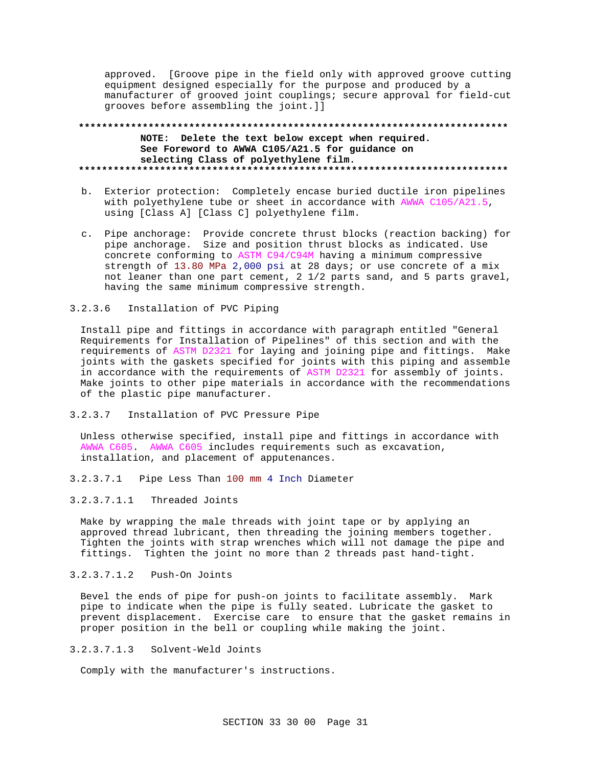approved. [Groove pipe in the field only with approved groove cutting equipment designed especially for the purpose and produced by a manufacturer of grooved joint couplings; secure approval for field-cut grooves before assembling the joint.]]

**************************************************************************

**NOTE: Delete the text below except when required. See Foreword to AWWA C105/A21.5 for guidance on selecting Class of polyethylene film.**

**************************************************************************

b. Exterior protection: Completely encase buried ductile iron pipelines with polyethylene tube or sheet in accordance with AWWA C105/A21.5, using [Class A] [Class C] polyethylene film.

c. Pipe anchorage: Provide concrete thrust blocks (reaction backing) for pipe anchorage. Size and position thrust blocks as indicated. Use concrete conforming to ASTM C94/C94M having a minimum compressive strength of 13.80 MPa 2,000 psi at 28 days; or use concrete of a mix not leaner than one part cement, 2 1/2 parts sand, and 5 parts gravel, having the same minimum compressive strength.

3.2.3.6 Installation of PVC Piping

Install pipe and fittings in accordance with paragraph entitled "General Requirements for Installation of Pipelines" of this section and with the requirements of ASTM D2321 for laying and joining pipe and fittings. Make joints with the gaskets specified for joints with this piping and assemble in accordance with the requirements of ASTM D2321 for assembly of joints. Make joints to other pipe materials in accordance with the recommendations of the plastic pipe manufacturer.

3.2.3.7 Installation of PVC Pressure Pipe

Unless otherwise specified, install pipe and fittings in accordance with AWWA C605. AWWA C605 includes requirements such as excavation, installation, and placement of apputenances.

3.2.3.7.1 Pipe Less Than 100 mm 4 Inch Diameter

3.2.3.7.1.1 Threaded Joints

Make by wrapping the male threads with joint tape or by applying an approved thread lubricant, then threading the joining members together. Tighten the joints with strap wrenches which will not damage the pipe and fittings. Tighten the joint no more than 2 threads past hand-tight.

3.2.3.7.1.2 Push-On Joints

Bevel the ends of pipe for push-on joints to facilitate assembly. Mark pipe to indicate when the pipe is fully seated. Lubricate the gasket to prevent displacement. Exercise care to ensure that the gasket remains in proper position in the bell or coupling while making the joint.

3.2.3.7.1.3 Solvent-Weld Joints

Comply with the manufacturer's instructions.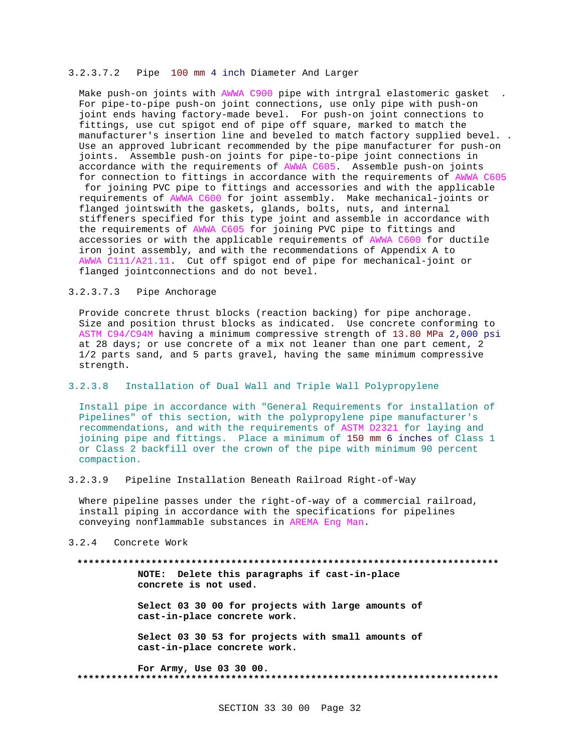#### 3.2.3.7.2 Pipe 100 mm 4 inch Diameter And Larger

Make push-on joints with AWWA C900 pipe with intrgral elastomeric gasket . For pipe-to-pipe push-on joint connections, use only pipe with push-on joint ends having factory-made bevel. For push-on joint connections to fittings, use cut spigot end of pipe off square, marked to match the manufacturer's insertion line and beveled to match factory supplied bevel. . Use an approved lubricant recommended by the pipe manufacturer for push-on joints. Assemble push-on joints for pipe-to-pipe joint connections in accordance with the requirements of AWWA C605. Assemble push-on joints for connection to fittings in accordance with the requirements of AWWA C605 for joining PVC pipe to fittings and accessories and with the applicable requirements of AWWA C600 for joint assembly. Make mechanical-joints or flanged jointswith the gaskets, glands, bolts, nuts, and internal stiffeners specified for this type joint and assemble in accordance with the requirements of AWWA C605 for joining PVC pipe to fittings and accessories or with the applicable requirements of AWWA C600 for ductile iron joint assembly, and with the recommendations of Appendix A to AWWA C111/A21.11. Cut off spigot end of pipe for mechanical-joint or flanged jointconnections and do not bevel.

#### 3.2.3.7.3 Pipe Anchorage

Provide concrete thrust blocks (reaction backing) for pipe anchorage. Size and position thrust blocks as indicated. Use concrete conforming to ASTM C94/C94M having a minimum compressive strength of 13.80 MPa 2,000 psi at 28 days; or use concrete of a mix not leaner than one part cement, 2 1/2 parts sand, and 5 parts gravel, having the same minimum compressive strength.

#### 3.2.3.8 Installation of Dual Wall and Triple Wall Polypropylene

Install pipe in accordance with "General Requirements for installation of Pipelines" of this section, with the polypropylene pipe manufacturer's recommendations, and with the requirements of ASTM D2321 for laying and joining pipe and fittings. Place a minimum of 150 mm 6 inches of Class 1 or Class 2 backfill over the crown of the pipe with minimum 90 percent compaction.

#### 3.2.3.9 Pipeline Installation Beneath Railroad Right-of-Way

Where pipeline passes under the right-of-way of a commercial railroad, install piping in accordance with the specifications for pipelines conveying nonflammable substances in AREMA Eng Man.

### 3.2.4 Concrete Work

**************************************************************************

**NOTE: Delete this paragraphs if cast-in-place concrete is not used.**

**Select 03 30 00 for projects with large amounts of cast-in-place concrete work.**

**Select 03 30 53 for projects with small amounts of cast-in-place concrete work.**

**For Army, Use 03 30 00.**

**************************************************************************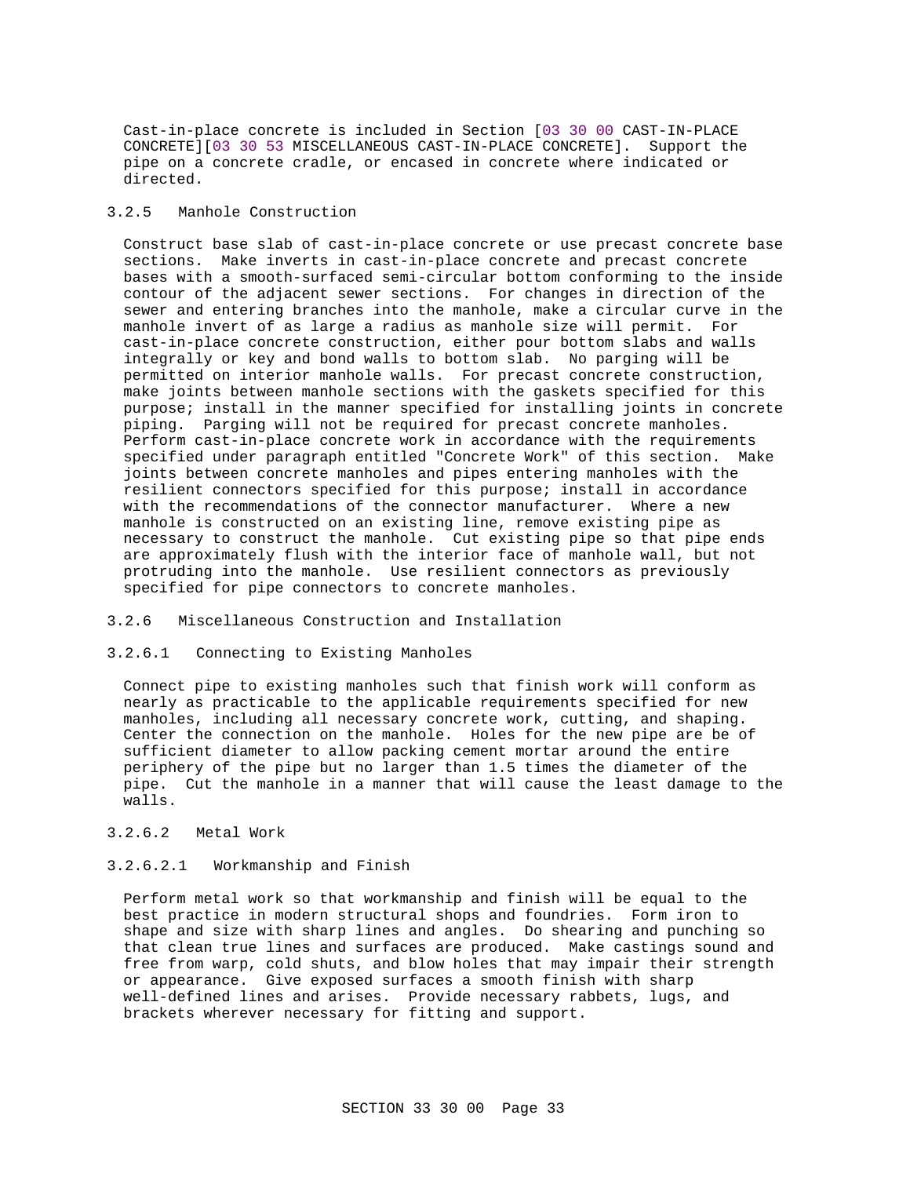Cast-in-place concrete is included in Section [03 30 00 CAST-IN-PLACE CONCRETE][03 30 53 MISCELLANEOUS CAST-IN-PLACE CONCRETE]. Support the pipe on a concrete cradle, or encased in concrete where indicated or directed.

### 3.2.5 Manhole Construction

Construct base slab of cast-in-place concrete or use precast concrete base sections. Make inverts in cast-in-place concrete and precast concrete bases with a smooth-surfaced semi-circular bottom conforming to the inside contour of the adjacent sewer sections. For changes in direction of the sewer and entering branches into the manhole, make a circular curve in the manhole invert of as large a radius as manhole size will permit. For cast-in-place concrete construction, either pour bottom slabs and walls integrally or key and bond walls to bottom slab. No parging will be permitted on interior manhole walls. For precast concrete construction, make joints between manhole sections with the gaskets specified for this purpose; install in the manner specified for installing joints in concrete piping. Parging will not be required for precast concrete manholes. Perform cast-in-place concrete work in accordance with the requirements specified under paragraph entitled "Concrete Work" of this section. Make joints between concrete manholes and pipes entering manholes with the resilient connectors specified for this purpose; install in accordance with the recommendations of the connector manufacturer. Where a new manhole is constructed on an existing line, remove existing pipe as necessary to construct the manhole. Cut existing pipe so that pipe ends are approximately flush with the interior face of manhole wall, but not protruding into the manhole. Use resilient connectors as previously specified for pipe connectors to concrete manholes.

### 3.2.6 Miscellaneous Construction and Installation

#### 3.2.6.1 Connecting to Existing Manholes

Connect pipe to existing manholes such that finish work will conform as nearly as practicable to the applicable requirements specified for new manholes, including all necessary concrete work, cutting, and shaping. Center the connection on the manhole. Holes for the new pipe are be of sufficient diameter to allow packing cement mortar around the entire periphery of the pipe but no larger than 1.5 times the diameter of the pipe. Cut the manhole in a manner that will cause the least damage to the walls.

#### 3.2.6.2 Metal Work

##### 3.2.6.2.1 Workmanship and Finish

Perform metal work so that workmanship and finish will be equal to the best practice in modern structural shops and foundries. Form iron to shape and size with sharp lines and angles. Do shearing and punching so that clean true lines and surfaces are produced. Make castings sound and free from warp, cold shuts, and blow holes that may impair their strength or appearance. Give exposed surfaces a smooth finish with sharp well-defined lines and arises. Provide necessary rabbets, lugs, and brackets wherever necessary for fitting and support.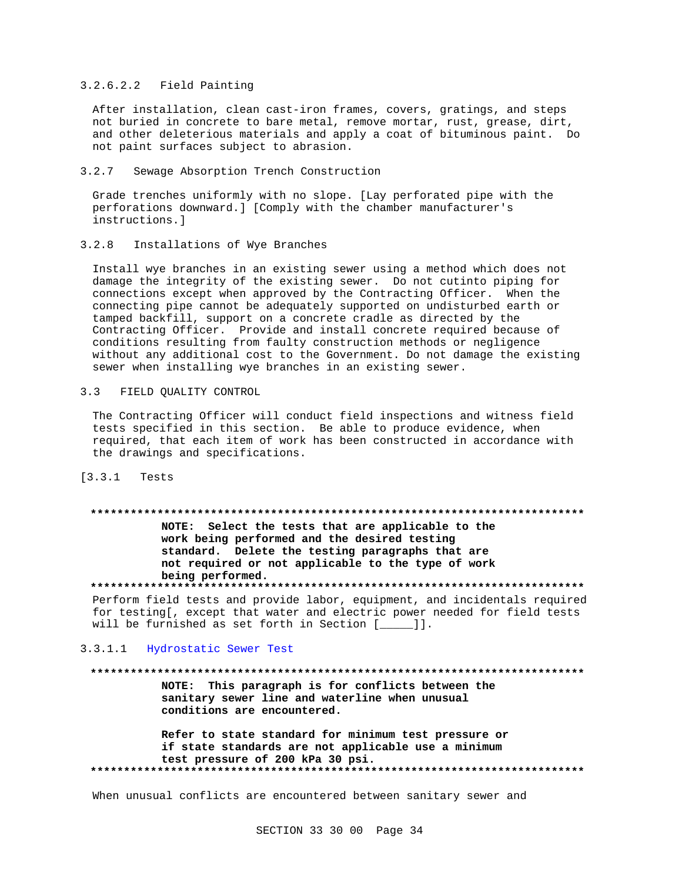#### 3.2.6.2.2 Field Painting

After installation, clean cast-iron frames, covers, gratings, and steps not buried in concrete to bare metal, remove mortar, rust, grease, dirt, and other deleterious materials and apply a coat of bituminous paint. Do not paint surfaces subject to abrasion.

### 3.2.7 Sewage Absorption Trench Construction

Grade trenches uniformly with no slope. [Lay perforated pipe with the perforations downward.] [Comply with the chamber manufacturer's instructions.]

### 3.2.8 Installations of Wye Branches

Install wye branches in an existing sewer using a method which does not damage the integrity of the existing sewer. Do not cutinto piping for connections except when approved by the Contracting Officer. When the connecting pipe cannot be adequately supported on undisturbed earth or tamped backfill, support on a concrete cradle as directed by the Contracting Officer. Provide and install concrete required because of conditions resulting from faulty construction methods or negligence without any additional cost to the Government. Do not damage the existing sewer when installing wye branches in an existing sewer.

## 3.3 FIELD QUALITY CONTROL

The Contracting Officer will conduct field inspections and witness field tests specified in this section. Be able to produce evidence, when required, that each item of work has been constructed in accordance with the drawings and specifications.

### [3.3.1 Tests

**************************************************************************

**NOTE: Select the tests that are applicable to the work being performed and the desired testing standard. Delete the testing paragraphs that are not required or not applicable to the type of work being performed.**

**************************************************************************

Perform field tests and provide labor, equipment, and incidentals required for testing[, except that water and electric power needed for field tests will be furnished as set forth in Section [_____]].

#### 3.3.1.1 Hydrostatic Sewer Test

**************************************************************************

**NOTE: This paragraph is for conflicts between the sanitary sewer line and waterline when unusual conditions are encountered.**

**Refer to state standard for minimum test pressure or if state standards are not applicable use a minimum test pressure of 200 kPa 30 psi.**

**************************************************************************

When unusual conflicts are encountered between sanitary sewer and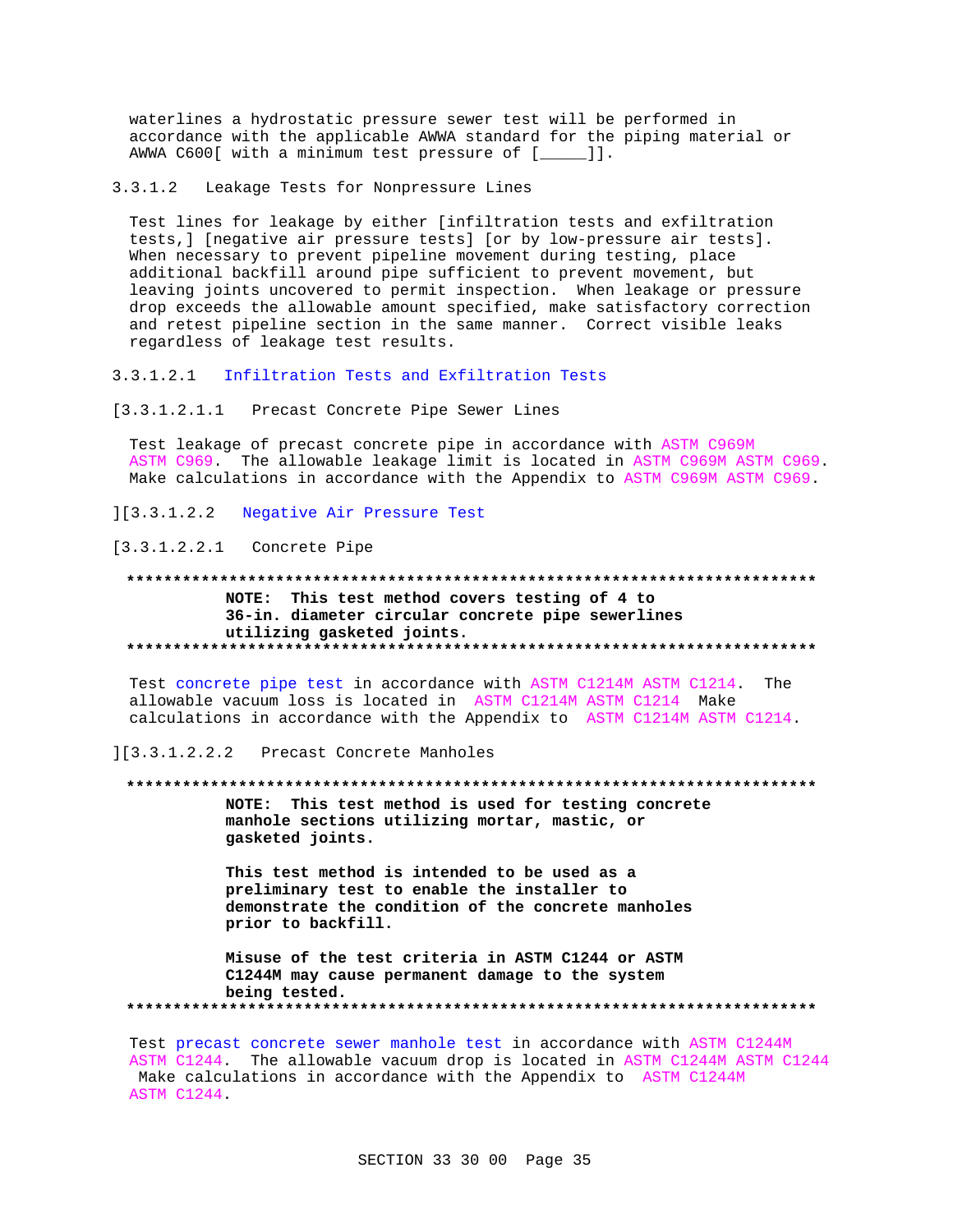waterlines a hydrostatic pressure sewer test will be performed in accordance with the applicable AWWA standard for the piping material or AWWA C600[ with a minimum test pressure of [_____]].

3.3.1.2 Leakage Tests for Nonpressure Lines

Test lines for leakage by either [infiltration tests and exfiltration tests,] [negative air pressure tests] [or by low-pressure air tests]. When necessary to prevent pipeline movement during testing, place additional backfill around pipe sufficient to prevent movement, but leaving joints uncovered to permit inspection. When leakage or pressure drop exceeds the allowable amount specified, make satisfactory correction and retest pipeline section in the same manner. Correct visible leaks regardless of leakage test results.

3.3.1.2.1 Infiltration Tests and Exfiltration Tests

[3.3.1.2.1.1 Precast Concrete Pipe Sewer Lines

Test leakage of precast concrete pipe in accordance with ASTM C969M ASTM C969. The allowable leakage limit is located in ASTM C969M ASTM C969. Make calculations in accordance with the Appendix to ASTM C969M ASTM C969.

][3.3.1.2.2 Negative Air Pressure Test

[3.3.1.2.2.1 Concrete Pipe

**************************************************************************

**NOTE: This test method covers testing of 4 to 36-in. diameter circular concrete pipe sewerlines utilizing gasketed joints.**

**************************************************************************

Test concrete pipe test in accordance with ASTM C1214M ASTM C1214. The allowable vacuum loss is located in ASTM C1214M ASTM C1214 Make calculations in accordance with the Appendix to ASTM C1214M ASTM C1214.

][3.3.1.2.2.2 Precast Concrete Manholes

**************************************************************************

**NOTE: This test method is used for testing concrete manhole sections utilizing mortar, mastic, or gasketed joints.**

**This test method is intended to be used as a preliminary test to enable the installer to demonstrate the condition of the concrete manholes prior to backfill.**

**Misuse of the test criteria in ASTM C1244 or ASTM C1244M may cause permanent damage to the system being tested.**

**************************************************************************

Test precast concrete sewer manhole test in accordance with ASTM C1244M ASTM C1244. The allowable vacuum drop is located in ASTM C1244M ASTM C1244 Make calculations in accordance with the Appendix to ASTM C1244M ASTM C1244.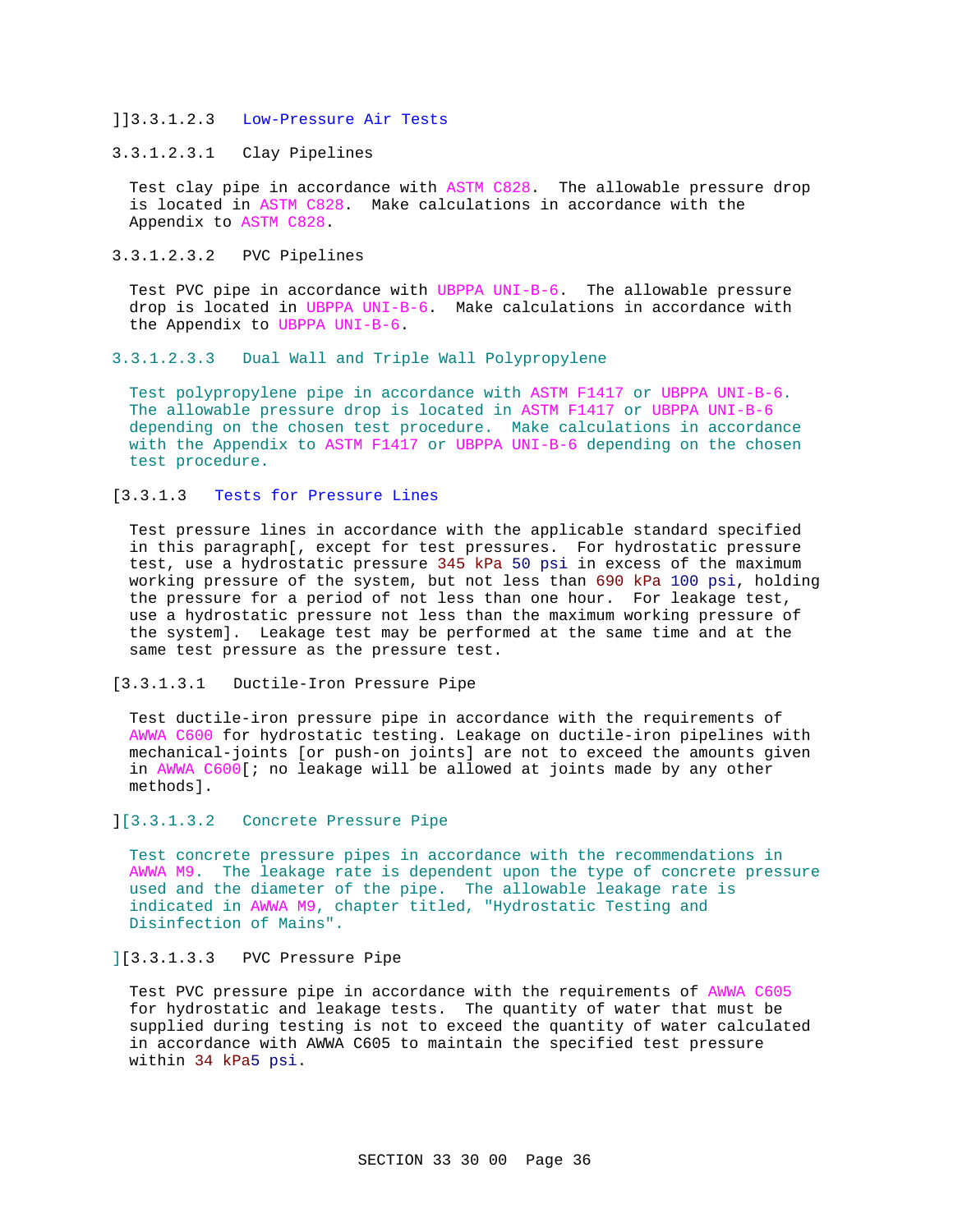]]3.3.1.2.3 Low-Pressure Air Tests

3.3.1.2.3.1 Clay Pipelines

Test clay pipe in accordance with ASTM C828. The allowable pressure drop is located in ASTM C828. Make calculations in accordance with the Appendix to ASTM C828.

3.3.1.2.3.2 PVC Pipelines

Test PVC pipe in accordance with UBPPA UNI-B-6. The allowable pressure drop is located in UBPPA UNI-B-6. Make calculations in accordance with the Appendix to UBPPA UNI-B-6.

3.3.1.2.3.3 Dual Wall and Triple Wall Polypropylene

Test polypropylene pipe in accordance with ASTM F1417 or UBPPA UNI-B-6. The allowable pressure drop is located in ASTM F1417 or UBPPA UNI-B-6 depending on the chosen test procedure. Make calculations in accordance with the Appendix to ASTM F1417 or UBPPA UNI-B-6 depending on the chosen test procedure.

[3.3.1.3 Tests for Pressure Lines

Test pressure lines in accordance with the applicable standard specified in this paragraph[, except for test pressures. For hydrostatic pressure test, use a hydrostatic pressure 345 kPa 50 psi in excess of the maximum working pressure of the system, but not less than 690 kPa 100 psi, holding the pressure for a period of not less than one hour. For leakage test, use a hydrostatic pressure not less than the maximum working pressure of the system]. Leakage test may be performed at the same time and at the same test pressure as the pressure test.

[3.3.1.3.1 Ductile-Iron Pressure Pipe

Test ductile-iron pressure pipe in accordance with the requirements of AWWA C600 for hydrostatic testing. Leakage on ductile-iron pipelines with mechanical-joints [or push-on joints] are not to exceed the amounts given in AWWA C600[; no leakage will be allowed at joints made by any other methods].

][3.3.1.3.2 Concrete Pressure Pipe

Test concrete pressure pipes in accordance with the recommendations in AWWA M9. The leakage rate is dependent upon the type of concrete pressure used and the diameter of the pipe. The allowable leakage rate is indicated in AWWA M9, chapter titled, "Hydrostatic Testing and Disinfection of Mains".

][3.3.1.3.3 PVC Pressure Pipe

Test PVC pressure pipe in accordance with the requirements of AWWA C605 for hydrostatic and leakage tests. The quantity of water that must be supplied during testing is not to exceed the quantity of water calculated in accordance with AWWA C605 to maintain the specified test pressure within 34 kPa5 psi.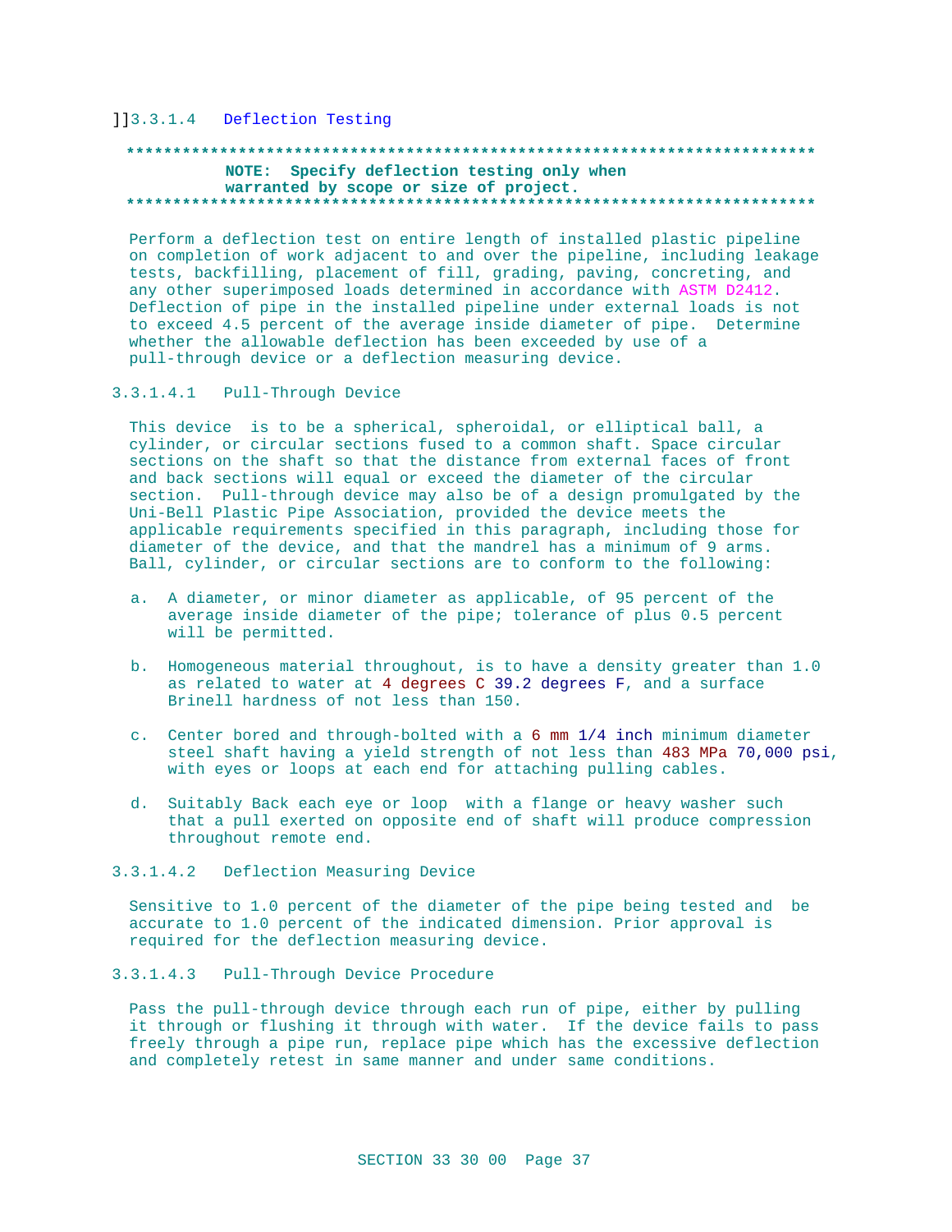]]3.3.1.4 Deflection Testing

**************************************************************************

**NOTE: Specify deflection testing only when warranted by scope or size of project.**

**************************************************************************

Perform a deflection test on entire length of installed plastic pipeline on completion of work adjacent to and over the pipeline, including leakage tests, backfilling, placement of fill, grading, paving, concreting, and any other superimposed loads determined in accordance with ASTM D2412. Deflection of pipe in the installed pipeline under external loads is not to exceed 4.5 percent of the average inside diameter of pipe. Determine whether the allowable deflection has been exceeded by use of a pull-through device or a deflection measuring device.

3.3.1.4.1 Pull-Through Device

This device is to be a spherical, spheroidal, or elliptical ball, a cylinder, or circular sections fused to a common shaft. Space circular sections on the shaft so that the distance from external faces of front and back sections will equal or exceed the diameter of the circular section. Pull-through device may also be of a design promulgated by the Uni-Bell Plastic Pipe Association, provided the device meets the applicable requirements specified in this paragraph, including those for diameter of the device, and that the mandrel has a minimum of 9 arms. Ball, cylinder, or circular sections are to conform to the following:

a. A diameter, or minor diameter as applicable, of 95 percent of the average inside diameter of the pipe; tolerance of plus 0.5 percent will be permitted.

b. Homogeneous material throughout, is to have a density greater than 1.0 as related to water at 4 degrees C 39.2 degrees F, and a surface Brinell hardness of not less than 150.

c. Center bored and through-bolted with a 6 mm 1/4 inch minimum diameter steel shaft having a yield strength of not less than 483 MPa 70,000 psi, with eyes or loops at each end for attaching pulling cables.

d. Suitably Back each eye or loop with a flange or heavy washer such that a pull exerted on opposite end of shaft will produce compression throughout remote end.

3.3.1.4.2 Deflection Measuring Device

Sensitive to 1.0 percent of the diameter of the pipe being tested and be accurate to 1.0 percent of the indicated dimension. Prior approval is required for the deflection measuring device.

3.3.1.4.3 Pull-Through Device Procedure

Pass the pull-through device through each run of pipe, either by pulling it through or flushing it through with water. If the device fails to pass freely through a pipe run, replace pipe which has the excessive deflection and completely retest in same manner and under same conditions.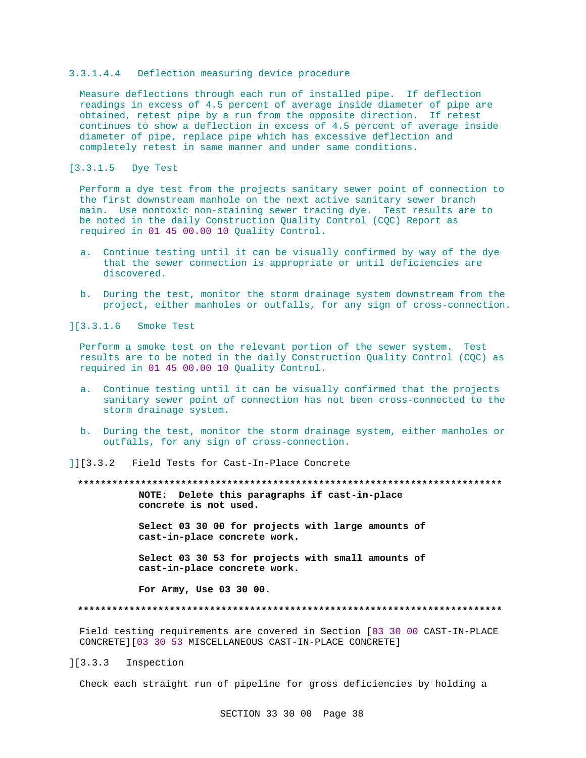#### 3.3.1.4.4 Deflection measuring device procedure

Measure deflections through each run of installed pipe. If deflection readings in excess of 4.5 percent of average inside diameter of pipe are obtained, retest pipe by a run from the opposite direction. If retest continues to show a deflection in excess of 4.5 percent of average inside diameter of pipe, replace pipe which has excessive deflection and completely retest in same manner and under same conditions.

[3.3.1.5 Dye Test

Perform a dye test from the projects sanitary sewer point of connection to the first downstream manhole on the next active sanitary sewer branch main. Use nontoxic non-staining sewer tracing dye. Test results are to be noted in the daily Construction Quality Control (CQC) Report as required in 01 45 00.00 10 Quality Control.

a. Continue testing until it can be visually confirmed by way of the dye that the sewer connection is appropriate or until deficiencies are discovered.

b. During the test, monitor the storm drainage system downstream from the project, either manholes or outfalls, for any sign of cross-connection.

][3.3.1.6 Smoke Test

Perform a smoke test on the relevant portion of the sewer system. Test results are to be noted in the daily Construction Quality Control (CQC) as required in 01 45 00.00 10 Quality Control.

a. Continue testing until it can be visually confirmed that the projects sanitary sewer point of connection has not been cross-connected to the storm drainage system.

b. During the test, monitor the storm drainage system, either manholes or outfalls, for any sign of cross-connection.

]][3.3.2 Field Tests for Cast-In-Place Concrete

**************************************************************************

**NOTE: Delete this paragraphs if cast-in-place concrete is not used.**

**Select 03 30 00 for projects with large amounts of cast-in-place concrete work.**

**Select 03 30 53 for projects with small amounts of cast-in-place concrete work.**

**For Army, Use 03 30 00.**

**************************************************************************

Field testing requirements are covered in Section [03 30 00 CAST-IN-PLACE CONCRETE][03 30 53 MISCELLANEOUS CAST-IN-PLACE CONCRETE]

][3.3.3 Inspection

Check each straight run of pipeline for gross deficiencies by holding a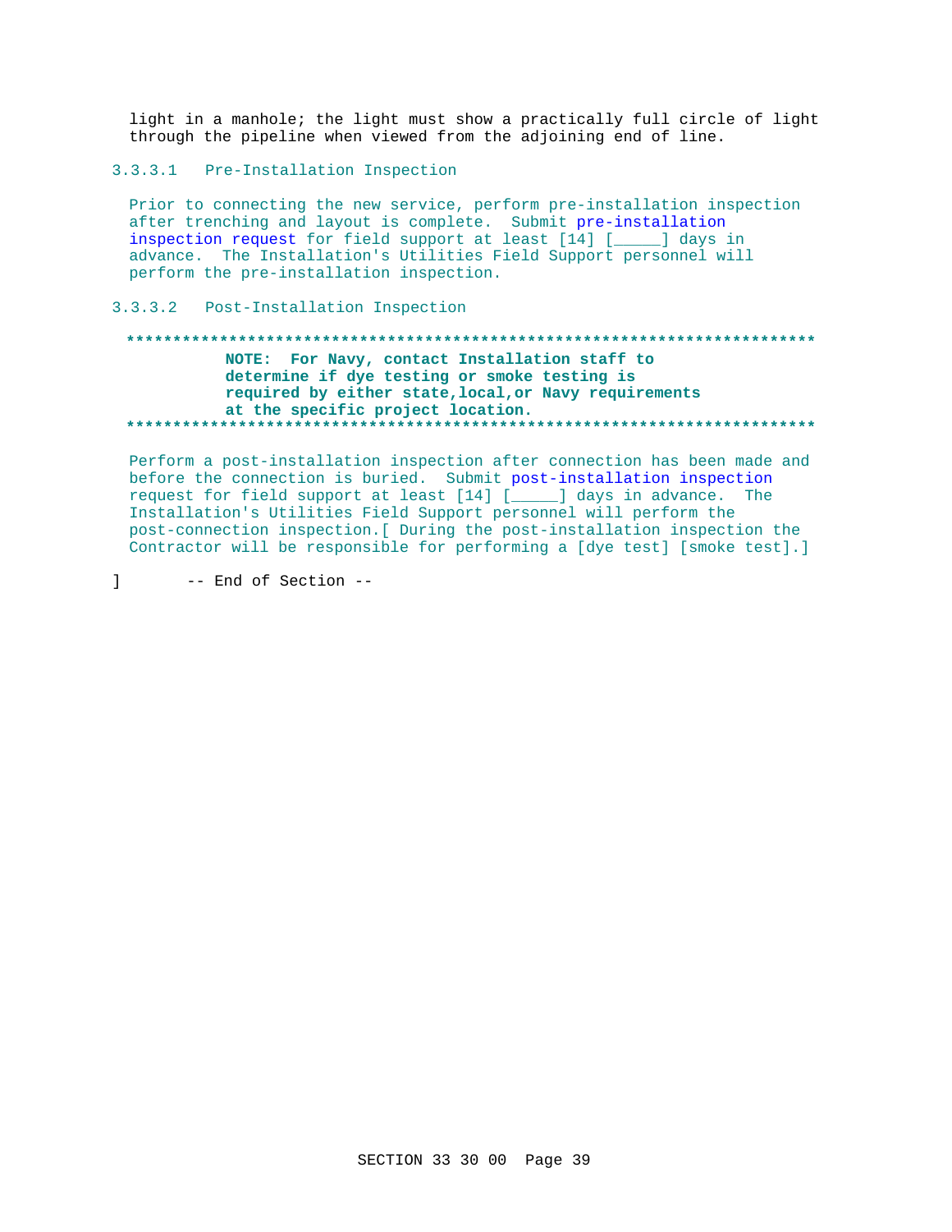light in a manhole; the light must show a practically full circle of light through the pipeline when viewed from the adjoining end of line.

#### 3.3.3.1 Pre-Installation Inspection

Prior to connecting the new service, perform pre-installation inspection after trenching and layout is complete. Submit pre-installation inspection request for field support at least [14] [_____] days in advance. The Installation's Utilities Field Support personnel will perform the pre-installation inspection.

#### 3.3.3.2 Post-Installation Inspection

**************************************************************************

**NOTE: For Navy, contact Installation staff to determine if dye testing or smoke testing is required by either state,local,or Navy requirements at the specific project location.**

**************************************************************************

Perform a post-installation inspection after connection has been made and before the connection is buried. Submit post-installation inspection request for field support at least [14] [_____] days in advance. The Installation's Utilities Field Support personnel will perform the post-connection inspection.[ During the post-installation inspection the Contractor will be responsible for performing a [dye test] [smoke test].]

] -- End of Section --